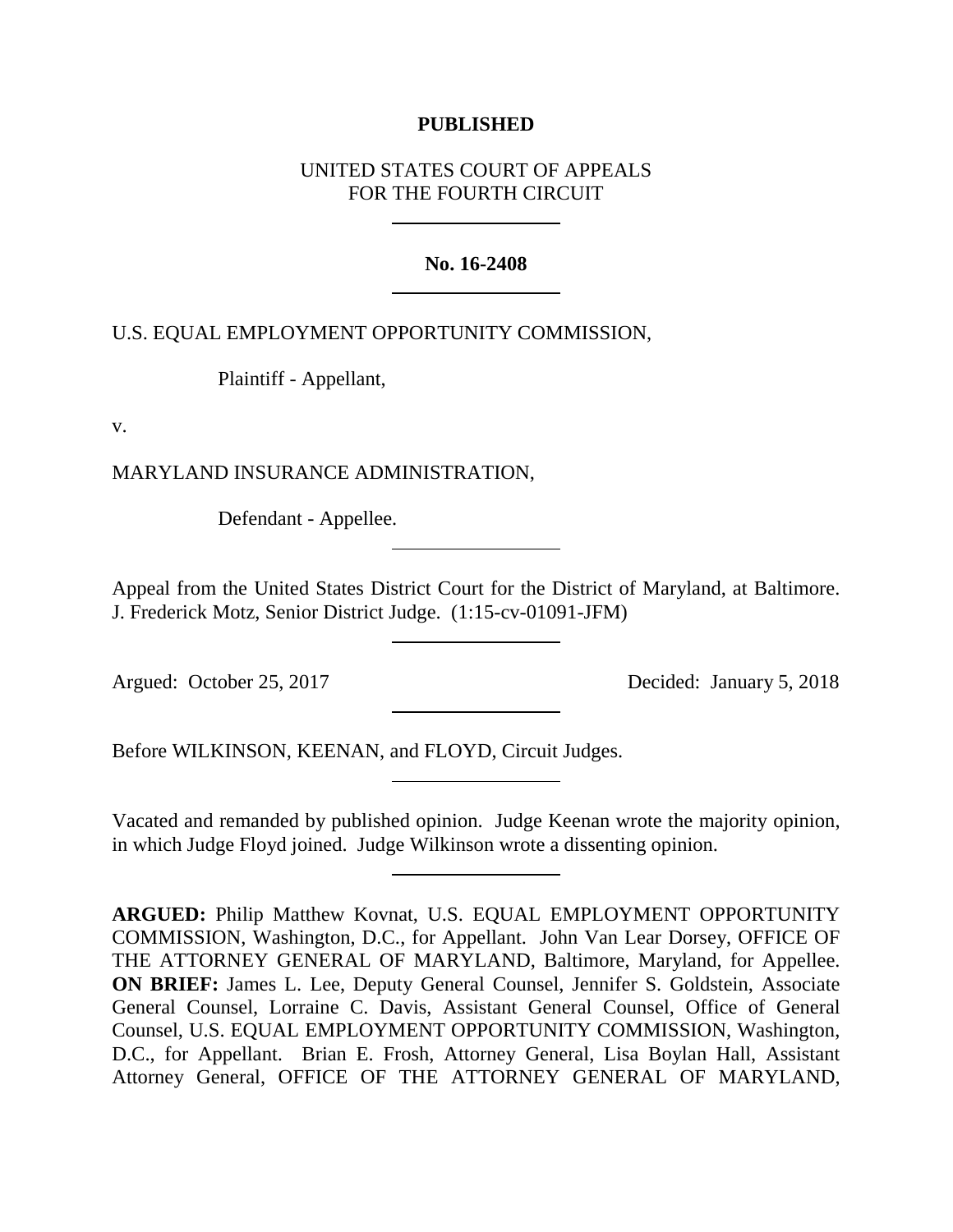**PUBLISHED**

UNITED STATES COURT OF APPEALS
FOR THE FOURTH CIRCUIT

---

**No. 16-2408**

---

U.S. EQUAL EMPLOYMENT OPPORTUNITY COMMISSION,

Plaintiff - Appellant,

v.

MARYLAND INSURANCE ADMINISTRATION,

Defendant - Appellee.

---

Appeal from the United States District Court for the District of Maryland, at Baltimore. J. Frederick Motz, Senior District Judge. (1:15-cv-01091-JFM)

---

Argued: October 25, 2017

Decided: January 5, 2018

---

Before WILKINSON, KEENAN, and FLOYD, Circuit Judges.

---

Vacated and remanded by published opinion. Judge Keenan wrote the majority opinion, in which Judge Floyd joined. Judge Wilkinson wrote a dissenting opinion.

---

**ARGUED:** Philip Matthew Kovnat, U.S. EQUAL EMPLOYMENT OPPORTUNITY COMMISSION, Washington, D.C., for Appellant. John Van Lear Dorsey, OFFICE OF THE ATTORNEY GENERAL OF MARYLAND, Baltimore, Maryland, for Appellee. **ON BRIEF:** James L. Lee, Deputy General Counsel, Jennifer S. Goldstein, Associate General Counsel, Lorraine C. Davis, Assistant General Counsel, Office of General Counsel, U.S. EQUAL EMPLOYMENT OPPORTUNITY COMMISSION, Washington, D.C., for Appellant. Brian E. Frosh, Attorney General, Lisa Boylan Hall, Assistant Attorney General, OFFICE OF THE ATTORNEY GENERAL OF MARYLAND,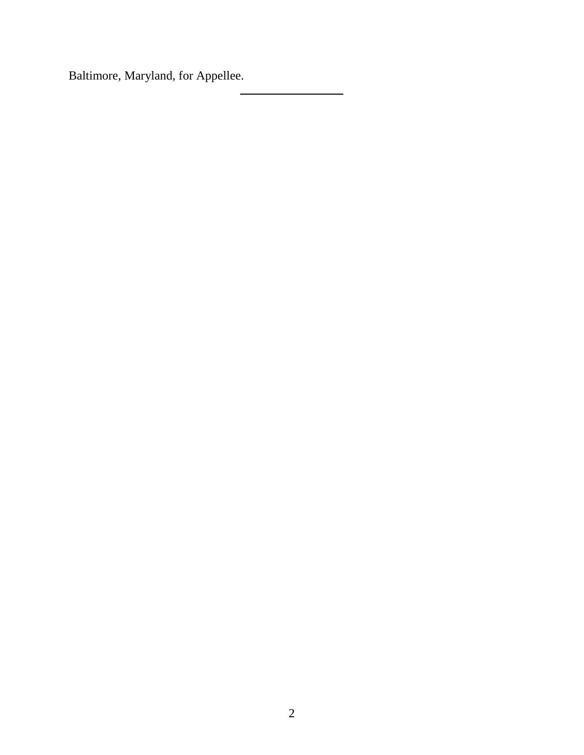Baltimore, Maryland, for Appellee.

---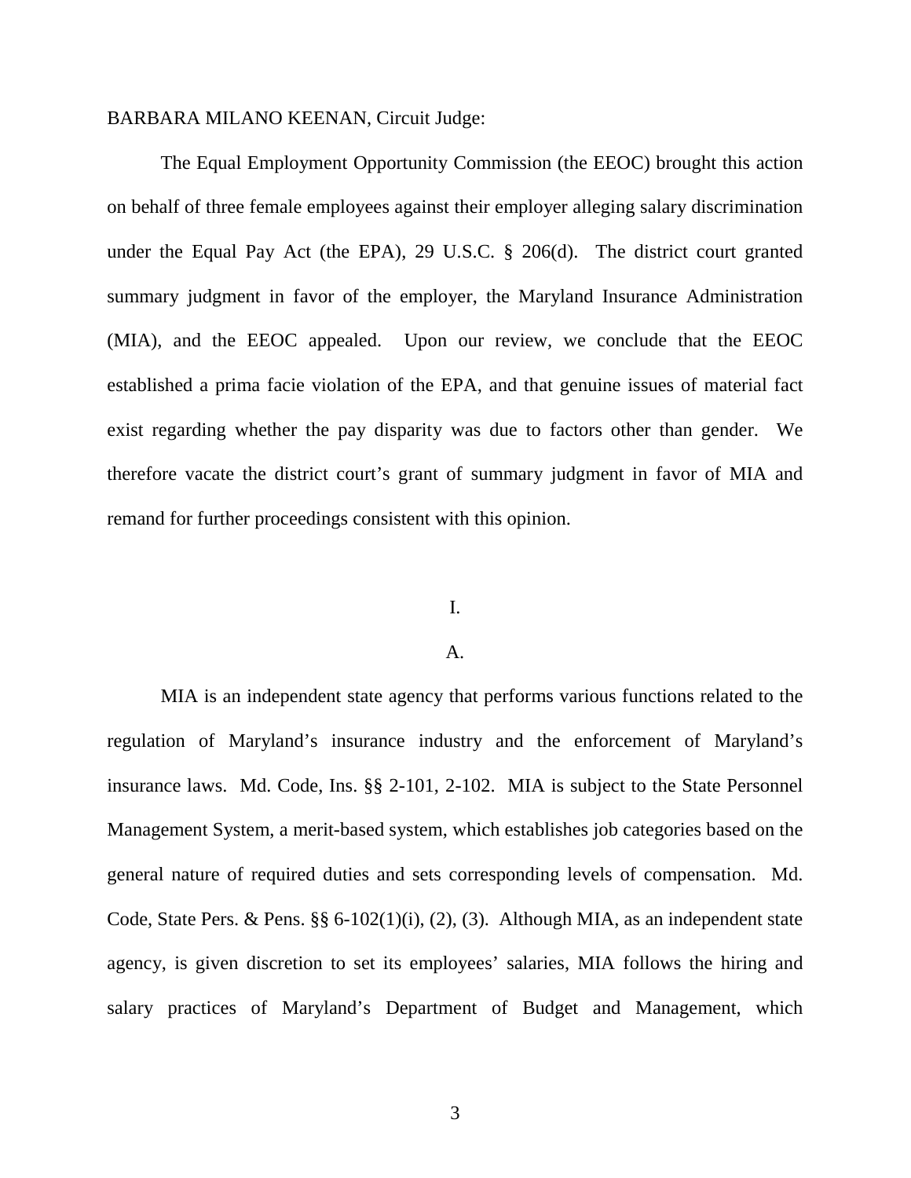BARBARA MILANO KEENAN, Circuit Judge:

The Equal Employment Opportunity Commission (the EEOC) brought this action on behalf of three female employees against their employer alleging salary discrimination under the Equal Pay Act (the EPA), 29 U.S.C. § 206(d). The district court granted summary judgment in favor of the employer, the Maryland Insurance Administration (MIA), and the EEOC appealed. Upon our review, we conclude that the EEOC established a prima facie violation of the EPA, and that genuine issues of material fact exist regarding whether the pay disparity was due to factors other than gender. We therefore vacate the district court's grant of summary judgment in favor of MIA and remand for further proceedings consistent with this opinion.

## I.

### A.

MIA is an independent state agency that performs various functions related to the regulation of Maryland's insurance industry and the enforcement of Maryland's insurance laws. Md. Code, Ins. §§ 2-101, 2-102. MIA is subject to the State Personnel Management System, a merit-based system, which establishes job categories based on the general nature of required duties and sets corresponding levels of compensation. Md. Code, State Pers. & Pens. §§ 6-102(1)(i), (2), (3). Although MIA, as an independent state agency, is given discretion to set its employees' salaries, MIA follows the hiring and salary practices of Maryland's Department of Budget and Management, which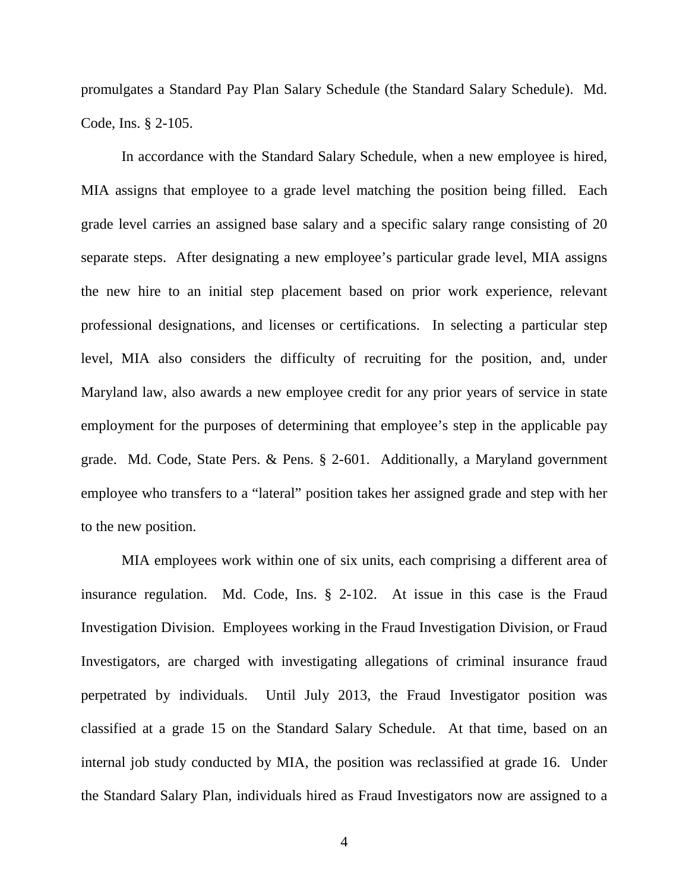promulgates a Standard Pay Plan Salary Schedule (the Standard Salary Schedule). Md. Code, Ins. § 2-105.

In accordance with the Standard Salary Schedule, when a new employee is hired, MIA assigns that employee to a grade level matching the position being filled. Each grade level carries an assigned base salary and a specific salary range consisting of 20 separate steps. After designating a new employee's particular grade level, MIA assigns the new hire to an initial step placement based on prior work experience, relevant professional designations, and licenses or certifications. In selecting a particular step level, MIA also considers the difficulty of recruiting for the position, and, under Maryland law, also awards a new employee credit for any prior years of service in state employment for the purposes of determining that employee's step in the applicable pay grade. Md. Code, State Pers. & Pens. § 2-601. Additionally, a Maryland government employee who transfers to a "lateral" position takes her assigned grade and step with her to the new position.

MIA employees work within one of six units, each comprising a different area of insurance regulation. Md. Code, Ins. § 2-102. At issue in this case is the Fraud Investigation Division. Employees working in the Fraud Investigation Division, or Fraud Investigators, are charged with investigating allegations of criminal insurance fraud perpetrated by individuals. Until July 2013, the Fraud Investigator position was classified at a grade 15 on the Standard Salary Schedule. At that time, based on an internal job study conducted by MIA, the position was reclassified at grade 16. Under the Standard Salary Plan, individuals hired as Fraud Investigators now are assigned to a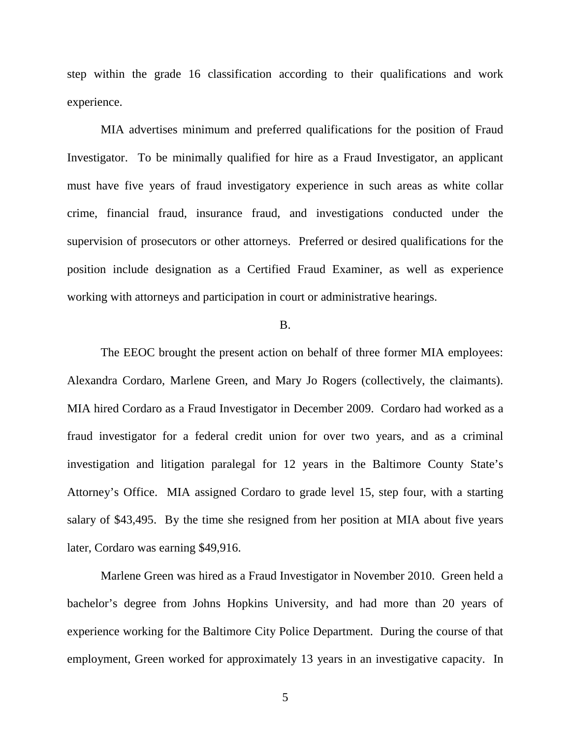step within the grade 16 classification according to their qualifications and work experience.

MIA advertises minimum and preferred qualifications for the position of Fraud Investigator. To be minimally qualified for hire as a Fraud Investigator, an applicant must have five years of fraud investigatory experience in such areas as white collar crime, financial fraud, insurance fraud, and investigations conducted under the supervision of prosecutors or other attorneys. Preferred or desired qualifications for the position include designation as a Certified Fraud Examiner, as well as experience working with attorneys and participation in court or administrative hearings.

B.

The EEOC brought the present action on behalf of three former MIA employees: Alexandra Cordaro, Marlene Green, and Mary Jo Rogers (collectively, the claimants). MIA hired Cordaro as a Fraud Investigator in December 2009. Cordaro had worked as a fraud investigator for a federal credit union for over two years, and as a criminal investigation and litigation paralegal for 12 years in the Baltimore County State's Attorney's Office. MIA assigned Cordaro to grade level 15, step four, with a starting salary of $43,495. By the time she resigned from her position at MIA about five years later, Cordaro was earning $49,916.

Marlene Green was hired as a Fraud Investigator in November 2010. Green held a bachelor's degree from Johns Hopkins University, and had more than 20 years of experience working for the Baltimore City Police Department. During the course of that employment, Green worked for approximately 13 years in an investigative capacity. In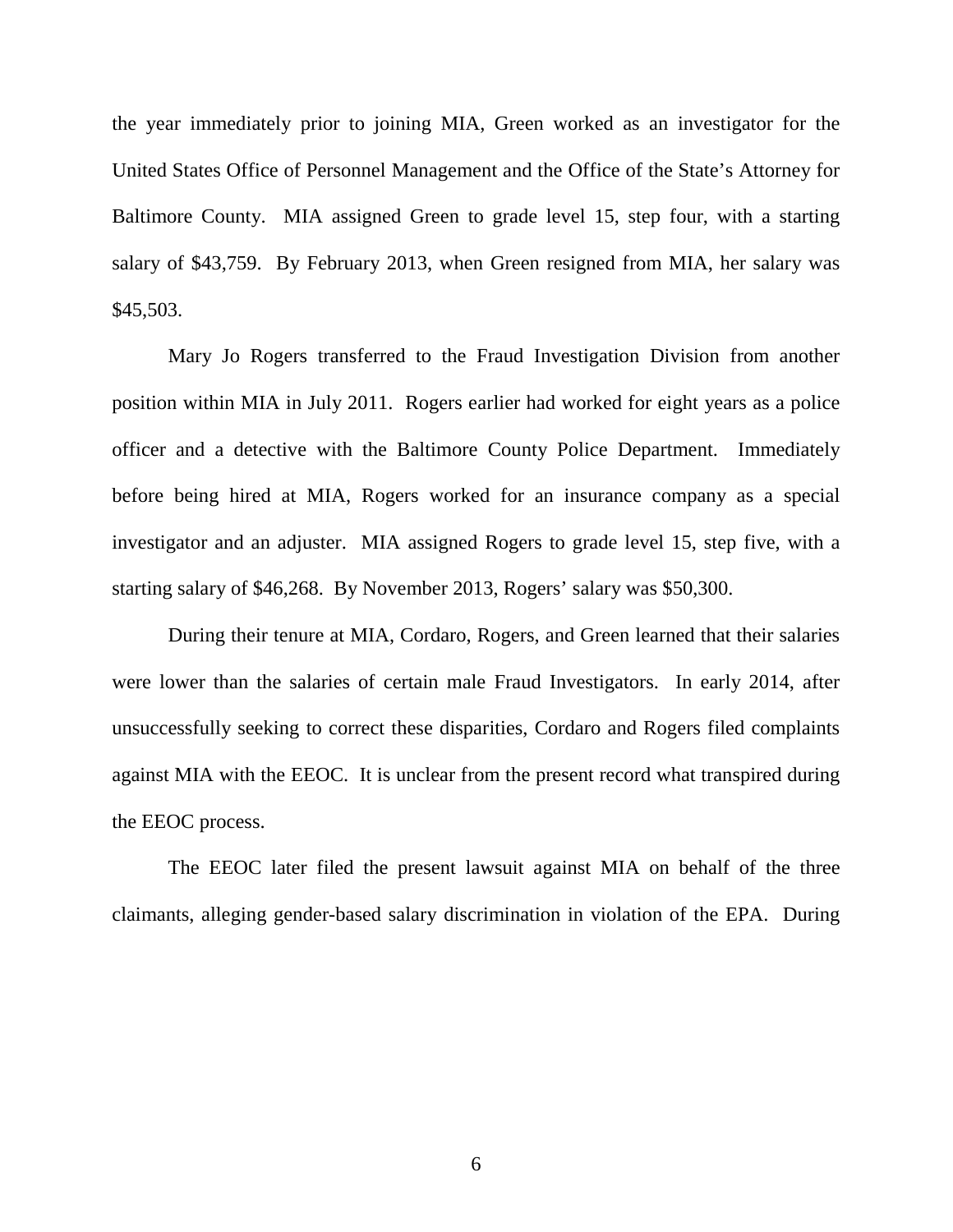the year immediately prior to joining MIA, Green worked as an investigator for the United States Office of Personnel Management and the Office of the State's Attorney for Baltimore County. MIA assigned Green to grade level 15, step four, with a starting salary of $43,759. By February 2013, when Green resigned from MIA, her salary was $45,503.

Mary Jo Rogers transferred to the Fraud Investigation Division from another position within MIA in July 2011. Rogers earlier had worked for eight years as a police officer and a detective with the Baltimore County Police Department. Immediately before being hired at MIA, Rogers worked for an insurance company as a special investigator and an adjuster. MIA assigned Rogers to grade level 15, step five, with a starting salary of $46,268. By November 2013, Rogers' salary was $50,300.

During their tenure at MIA, Cordaro, Rogers, and Green learned that their salaries were lower than the salaries of certain male Fraud Investigators. In early 2014, after unsuccessfully seeking to correct these disparities, Cordaro and Rogers filed complaints against MIA with the EEOC. It is unclear from the present record what transpired during the EEOC process.

The EEOC later filed the present lawsuit against MIA on behalf of the three claimants, alleging gender-based salary discrimination in violation of the EPA. During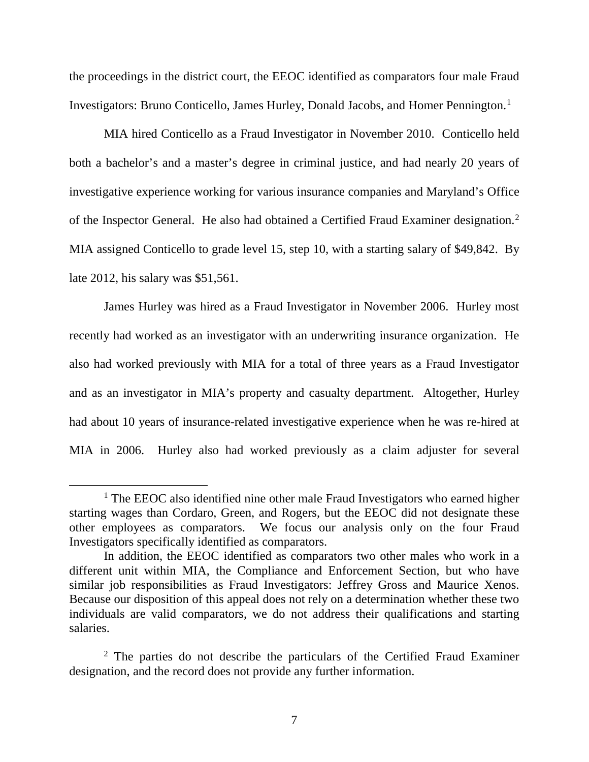the proceedings in the district court, the EEOC identified as comparators four male Fraud Investigators: Bruno Conticello, James Hurley, Donald Jacobs, and Homer Pennington.[1]

MIA hired Conticello as a Fraud Investigator in November 2010. Conticello held both a bachelor's and a master's degree in criminal justice, and had nearly 20 years of investigative experience working for various insurance companies and Maryland's Office of the Inspector General. He also had obtained a Certified Fraud Examiner designation.[2] MIA assigned Conticello to grade level 15, step 10, with a starting salary of $49,842. By late 2012, his salary was $51,561.

James Hurley was hired as a Fraud Investigator in November 2006. Hurley most recently had worked as an investigator with an underwriting insurance organization. He also had worked previously with MIA for a total of three years as a Fraud Investigator and as an investigator in MIA's property and casualty department. Altogether, Hurley had about 10 years of insurance-related investigative experience when he was re-hired at MIA in 2006. Hurley also had worked previously as a claim adjuster for several

---

[1] The EEOC also identified nine other male Fraud Investigators who earned higher starting wages than Cordaro, Green, and Rogers, but the EEOC did not designate these other employees as comparators. We focus our analysis only on the four Fraud Investigators specifically identified as comparators.

In addition, the EEOC identified as comparators two other males who work in a different unit within MIA, the Compliance and Enforcement Section, but who have similar job responsibilities as Fraud Investigators: Jeffrey Gross and Maurice Xenos. Because our disposition of this appeal does not rely on a determination whether these two individuals are valid comparators, we do not address their qualifications and starting salaries.

[2] The parties do not describe the particulars of the Certified Fraud Examiner designation, and the record does not provide any further information.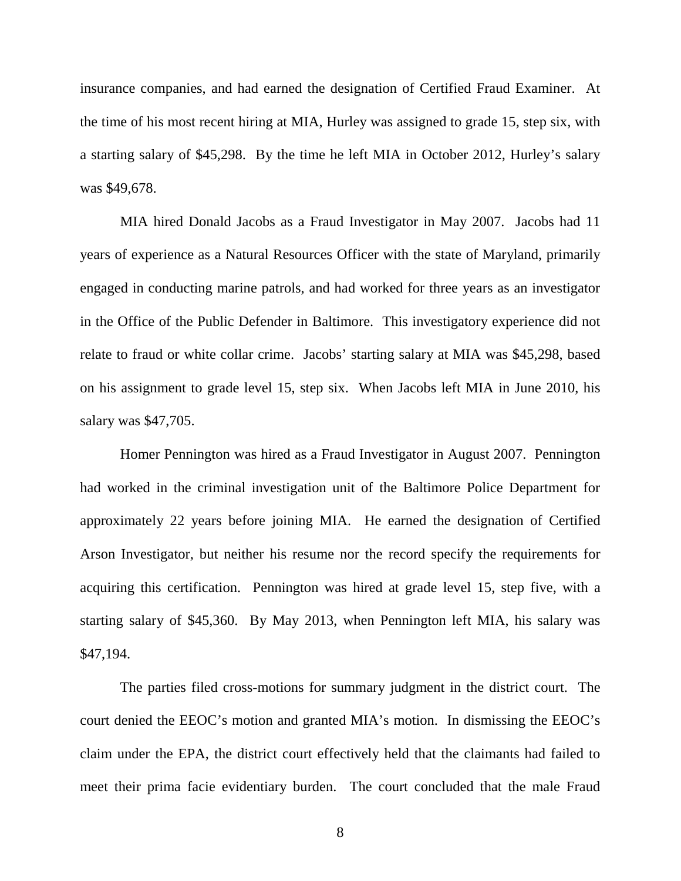insurance companies, and had earned the designation of Certified Fraud Examiner. At the time of his most recent hiring at MIA, Hurley was assigned to grade 15, step six, with a starting salary of $45,298. By the time he left MIA in October 2012, Hurley's salary was $49,678.

MIA hired Donald Jacobs as a Fraud Investigator in May 2007. Jacobs had 11 years of experience as a Natural Resources Officer with the state of Maryland, primarily engaged in conducting marine patrols, and had worked for three years as an investigator in the Office of the Public Defender in Baltimore. This investigatory experience did not relate to fraud or white collar crime. Jacobs' starting salary at MIA was $45,298, based on his assignment to grade level 15, step six. When Jacobs left MIA in June 2010, his salary was $47,705.

Homer Pennington was hired as a Fraud Investigator in August 2007. Pennington had worked in the criminal investigation unit of the Baltimore Police Department for approximately 22 years before joining MIA. He earned the designation of Certified Arson Investigator, but neither his resume nor the record specify the requirements for acquiring this certification. Pennington was hired at grade level 15, step five, with a starting salary of $45,360. By May 2013, when Pennington left MIA, his salary was $47,194.

The parties filed cross-motions for summary judgment in the district court. The court denied the EEOC's motion and granted MIA's motion. In dismissing the EEOC's claim under the EPA, the district court effectively held that the claimants had failed to meet their prima facie evidentiary burden. The court concluded that the male Fraud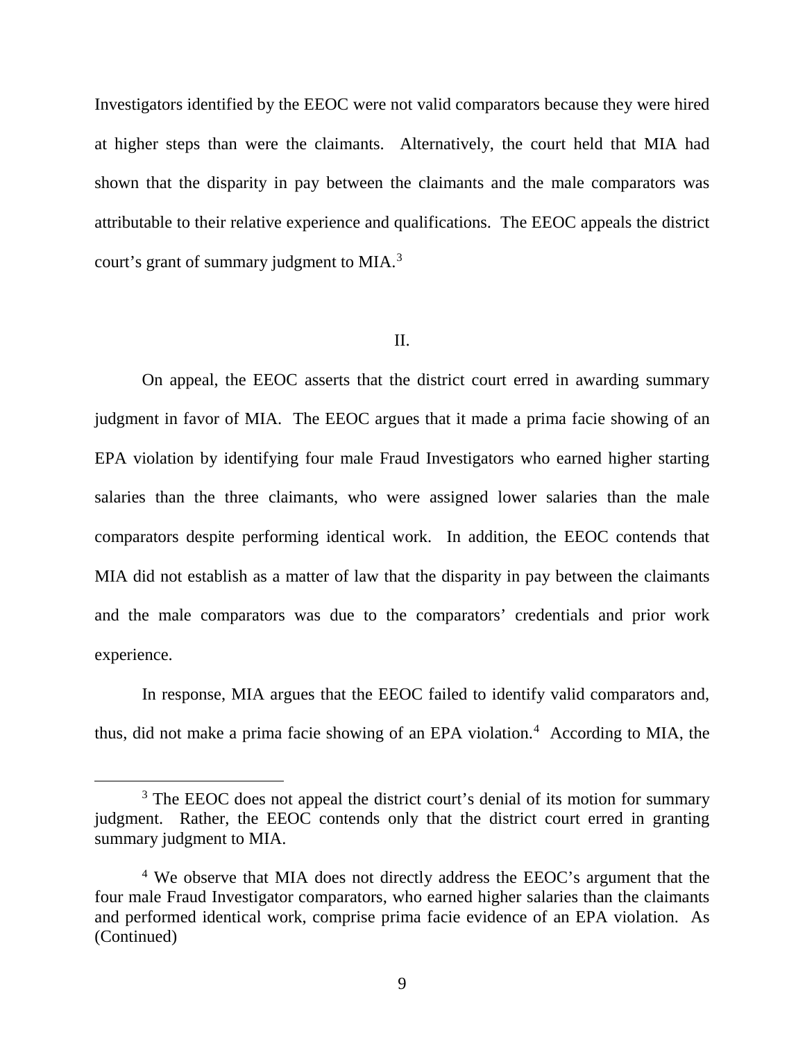Investigators identified by the EEOC were not valid comparators because they were hired at higher steps than were the claimants. Alternatively, the court held that MIA had shown that the disparity in pay between the claimants and the male comparators was attributable to their relative experience and qualifications. The EEOC appeals the district court's grant of summary judgment to MIA.[3]

## II.

On appeal, the EEOC asserts that the district court erred in awarding summary judgment in favor of MIA. The EEOC argues that it made a prima facie showing of an EPA violation by identifying four male Fraud Investigators who earned higher starting salaries than the three claimants, who were assigned lower salaries than the male comparators despite performing identical work. In addition, the EEOC contends that MIA did not establish as a matter of law that the disparity in pay between the claimants and the male comparators was due to the comparators' credentials and prior work experience.

In response, MIA argues that the EEOC failed to identify valid comparators and, thus, did not make a prima facie showing of an EPA violation.[4] According to MIA, the

---

[3] The EEOC does not appeal the district court's denial of its motion for summary judgment. Rather, the EEOC contends only that the district court erred in granting summary judgment to MIA.

[4] We observe that MIA does not directly address the EEOC's argument that the four male Fraud Investigator comparators, who earned higher salaries than the claimants and performed identical work, comprise prima facie evidence of an EPA violation. As (Continued)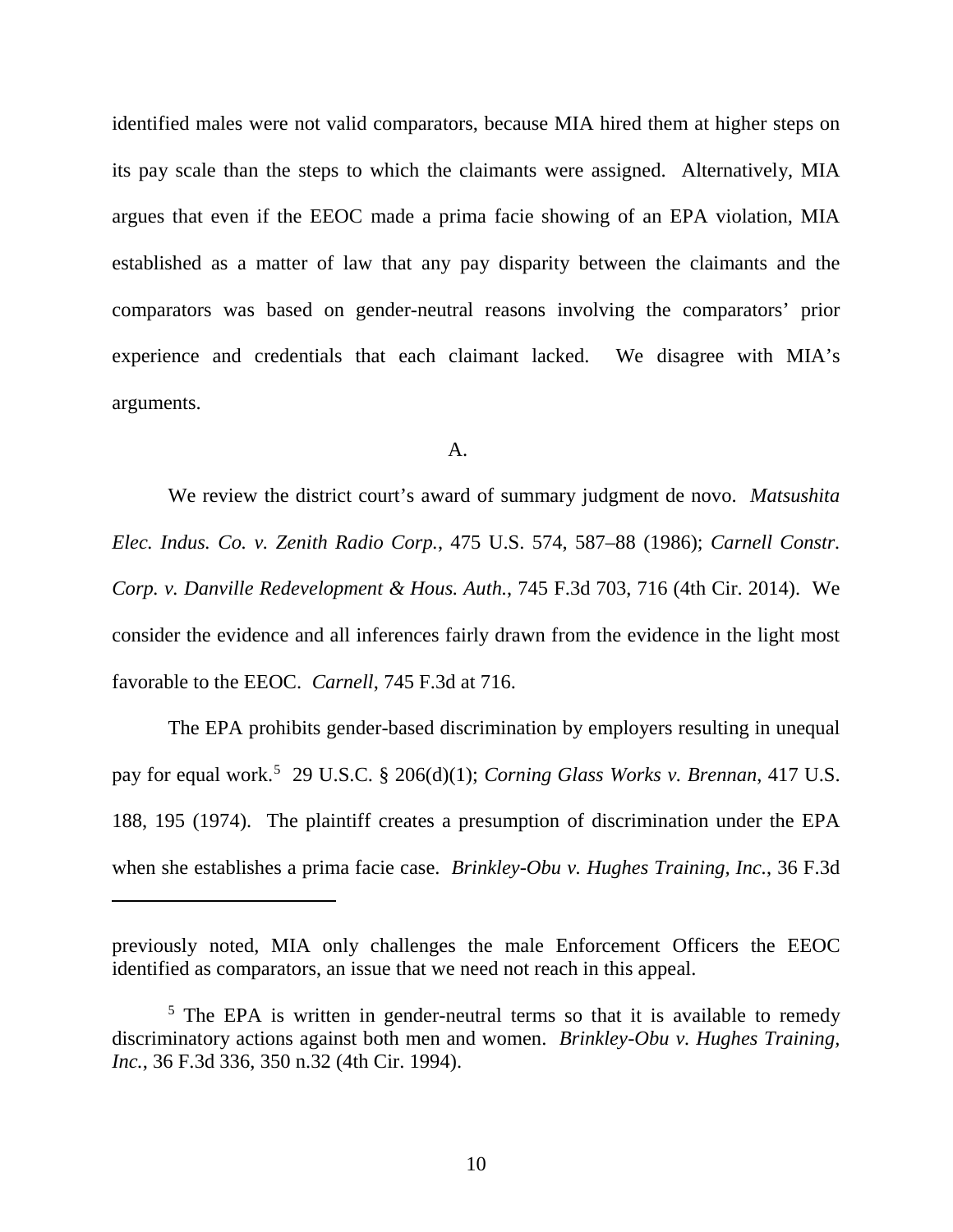identified males were not valid comparators, because MIA hired them at higher steps on its pay scale than the steps to which the claimants were assigned. Alternatively, MIA argues that even if the EEOC made a prima facie showing of an EPA violation, MIA established as a matter of law that any pay disparity between the claimants and the comparators was based on gender-neutral reasons involving the comparators' prior experience and credentials that each claimant lacked. We disagree with MIA's arguments.

A.

We review the district court's award of summary judgment de novo. *Matsushita Elec. Indus. Co. v. Zenith Radio Corp.*, 475 U.S. 574, 587–88 (1986); *Carnell Constr. Corp. v. Danville Redevelopment & Hous. Auth.*, 745 F.3d 703, 716 (4th Cir. 2014). We consider the evidence and all inferences fairly drawn from the evidence in the light most favorable to the EEOC. *Carnell*, 745 F.3d at 716.

The EPA prohibits gender-based discrimination by employers resulting in unequal pay for equal work.[5] 29 U.S.C. § 206(d)(1); *Corning Glass Works v. Brennan*, 417 U.S. 188, 195 (1974). The plaintiff creates a presumption of discrimination under the EPA when she establishes a prima facie case. *Brinkley-Obu v. Hughes Training, Inc.*, 36 F.3d

---

previously noted, MIA only challenges the male Enforcement Officers the EEOC identified as comparators, an issue that we need not reach in this appeal.

[5] The EPA is written in gender-neutral terms so that it is available to remedy discriminatory actions against both men and women. *Brinkley-Obu v. Hughes Training, Inc.*, 36 F.3d 336, 350 n.32 (4th Cir. 1994).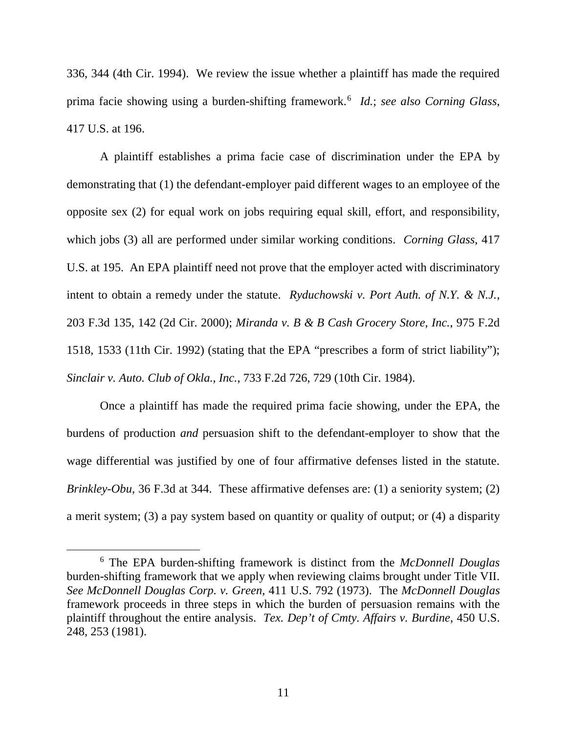336, 344 (4th Cir. 1994). We review the issue whether a plaintiff has made the required prima facie showing using a burden-shifting framework.[6] *Id.*; *see also Corning Glass*, 417 U.S. at 196.

A plaintiff establishes a prima facie case of discrimination under the EPA by demonstrating that (1) the defendant-employer paid different wages to an employee of the opposite sex (2) for equal work on jobs requiring equal skill, effort, and responsibility, which jobs (3) all are performed under similar working conditions. *Corning Glass*, 417 U.S. at 195. An EPA plaintiff need not prove that the employer acted with discriminatory intent to obtain a remedy under the statute. *Ryduchowski v. Port Auth. of N.Y. & N.J.*, 203 F.3d 135, 142 (2d Cir. 2000); *Miranda v. B & B Cash Grocery Store, Inc.*, 975 F.2d 1518, 1533 (11th Cir. 1992) (stating that the EPA "prescribes a form of strict liability"); *Sinclair v. Auto. Club of Okla., Inc.*, 733 F.2d 726, 729 (10th Cir. 1984).

Once a plaintiff has made the required prima facie showing, under the EPA, the burdens of production *and* persuasion shift to the defendant-employer to show that the wage differential was justified by one of four affirmative defenses listed in the statute. *Brinkley-Obu*, 36 F.3d at 344. These affirmative defenses are: (1) a seniority system; (2) a merit system; (3) a pay system based on quantity or quality of output; or (4) a disparity

[6] The EPA burden-shifting framework is distinct from the *McDonnell Douglas* burden-shifting framework that we apply when reviewing claims brought under Title VII. *See McDonnell Douglas Corp. v. Green*, 411 U.S. 792 (1973). The *McDonnell Douglas* framework proceeds in three steps in which the burden of persuasion remains with the plaintiff throughout the entire analysis. *Tex. Dep't of Cmty. Affairs v. Burdine*, 450 U.S. 248, 253 (1981).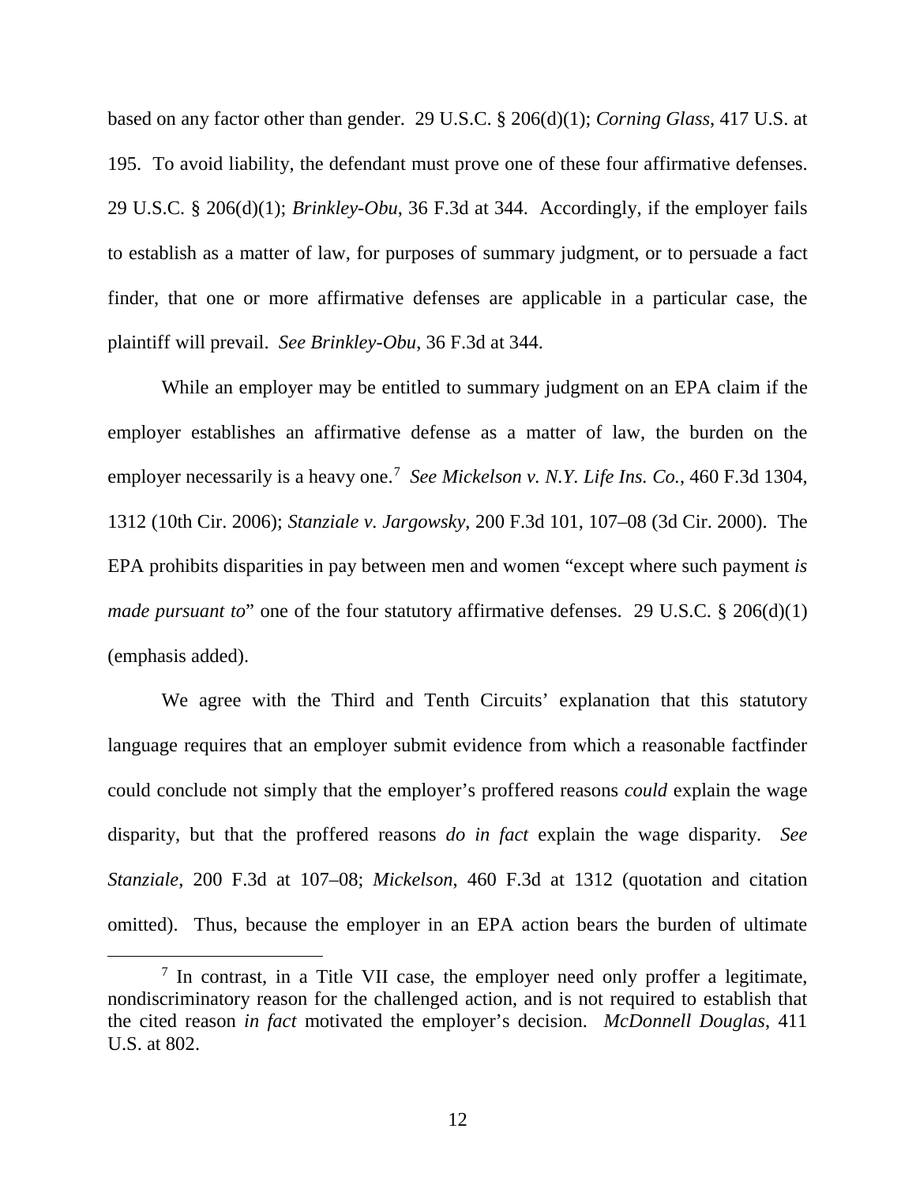based on any factor other than gender. 29 U.S.C. § 206(d)(1); *Corning Glass*, 417 U.S. at 195. To avoid liability, the defendant must prove one of these four affirmative defenses. 29 U.S.C. § 206(d)(1); *Brinkley-Obu*, 36 F.3d at 344. Accordingly, if the employer fails to establish as a matter of law, for purposes of summary judgment, or to persuade a fact finder, that one or more affirmative defenses are applicable in a particular case, the plaintiff will prevail. *See Brinkley-Obu*, 36 F.3d at 344.

While an employer may be entitled to summary judgment on an EPA claim if the employer establishes an affirmative defense as a matter of law, the burden on the employer necessarily is a heavy one.[7] *See Mickelson v. N.Y. Life Ins. Co.*, 460 F.3d 1304, 1312 (10th Cir. 2006); *Stanziale v. Jargowsky*, 200 F.3d 101, 107–08 (3d Cir. 2000). The EPA prohibits disparities in pay between men and women "except where such payment *is made pursuant to*" one of the four statutory affirmative defenses. 29 U.S.C. § 206(d)(1) (emphasis added).

We agree with the Third and Tenth Circuits' explanation that this statutory language requires that an employer submit evidence from which a reasonable factfinder could conclude not simply that the employer's proffered reasons *could* explain the wage disparity, but that the proffered reasons *do in fact* explain the wage disparity. *See Stanziale*, 200 F.3d at 107–08; *Mickelson*, 460 F.3d at 1312 (quotation and citation omitted). Thus, because the employer in an EPA action bears the burden of ultimate

[7] In contrast, in a Title VII case, the employer need only proffer a legitimate, nondiscriminatory reason for the challenged action, and is not required to establish that the cited reason *in fact* motivated the employer's decision. *McDonnell Douglas*, 411 U.S. at 802.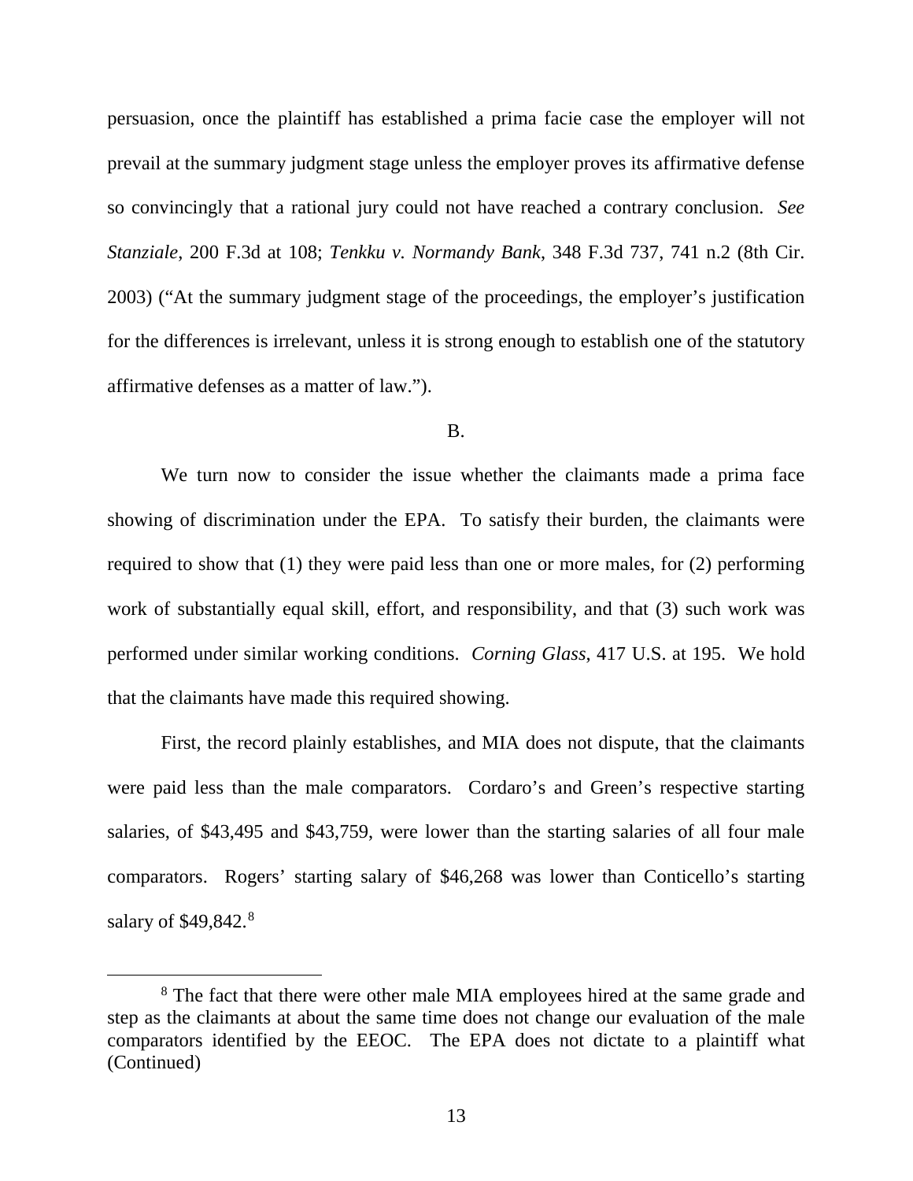persuasion, once the plaintiff has established a prima facie case the employer will not prevail at the summary judgment stage unless the employer proves its affirmative defense so convincingly that a rational jury could not have reached a contrary conclusion. *See Stanziale*, 200 F.3d at 108; *Tenkku v. Normandy Bank*, 348 F.3d 737, 741 n.2 (8th Cir. 2003) ("At the summary judgment stage of the proceedings, the employer's justification for the differences is irrelevant, unless it is strong enough to establish one of the statutory affirmative defenses as a matter of law.").

B.

We turn now to consider the issue whether the claimants made a prima face showing of discrimination under the EPA. To satisfy their burden, the claimants were required to show that (1) they were paid less than one or more males, for (2) performing work of substantially equal skill, effort, and responsibility, and that (3) such work was performed under similar working conditions. *Corning Glass*, 417 U.S. at 195. We hold that the claimants have made this required showing.

First, the record plainly establishes, and MIA does not dispute, that the claimants were paid less than the male comparators. Cordaro's and Green's respective starting salaries, of $43,495 and $43,759, were lower than the starting salaries of all four male comparators. Rogers' starting salary of $46,268 was lower than Conticello's starting salary of $49,842.[8]

---

[8] The fact that there were other male MIA employees hired at the same grade and step as the claimants at about the same time does not change our evaluation of the male comparators identified by the EEOC. The EPA does not dictate to a plaintiff what (Continued)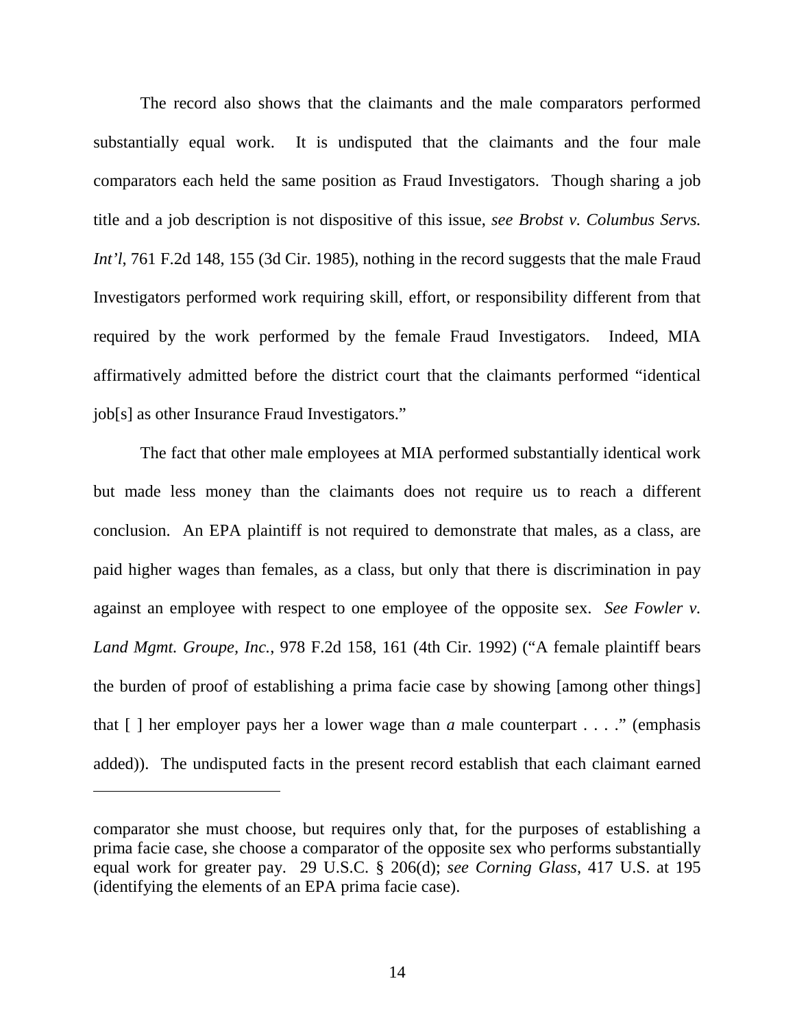The record also shows that the claimants and the male comparators performed substantially equal work. It is undisputed that the claimants and the four male comparators each held the same position as Fraud Investigators. Though sharing a job title and a job description is not dispositive of this issue, *see Brobst v. Columbus Servs. Int'l*, 761 F.2d 148, 155 (3d Cir. 1985), nothing in the record suggests that the male Fraud Investigators performed work requiring skill, effort, or responsibility different from that required by the work performed by the female Fraud Investigators. Indeed, MIA affirmatively admitted before the district court that the claimants performed "identical job[s] as other Insurance Fraud Investigators."

The fact that other male employees at MIA performed substantially identical work but made less money than the claimants does not require us to reach a different conclusion. An EPA plaintiff is not required to demonstrate that males, as a class, are paid higher wages than females, as a class, but only that there is discrimination in pay against an employee with respect to one employee of the opposite sex. *See Fowler v. Land Mgmt. Groupe, Inc.*, 978 F.2d 158, 161 (4th Cir. 1992) ("A female plaintiff bears the burden of proof of establishing a prima facie case by showing [among other things] that [ ] her employer pays her a lower wage than *a* male counterpart . . . ." (emphasis added)). The undisputed facts in the present record establish that each claimant earned

---

comparator she must choose, but requires only that, for the purposes of establishing a prima facie case, she choose a comparator of the opposite sex who performs substantially equal work for greater pay. 29 U.S.C. § 206(d); *see Corning Glass*, 417 U.S. at 195 (identifying the elements of an EPA prima facie case).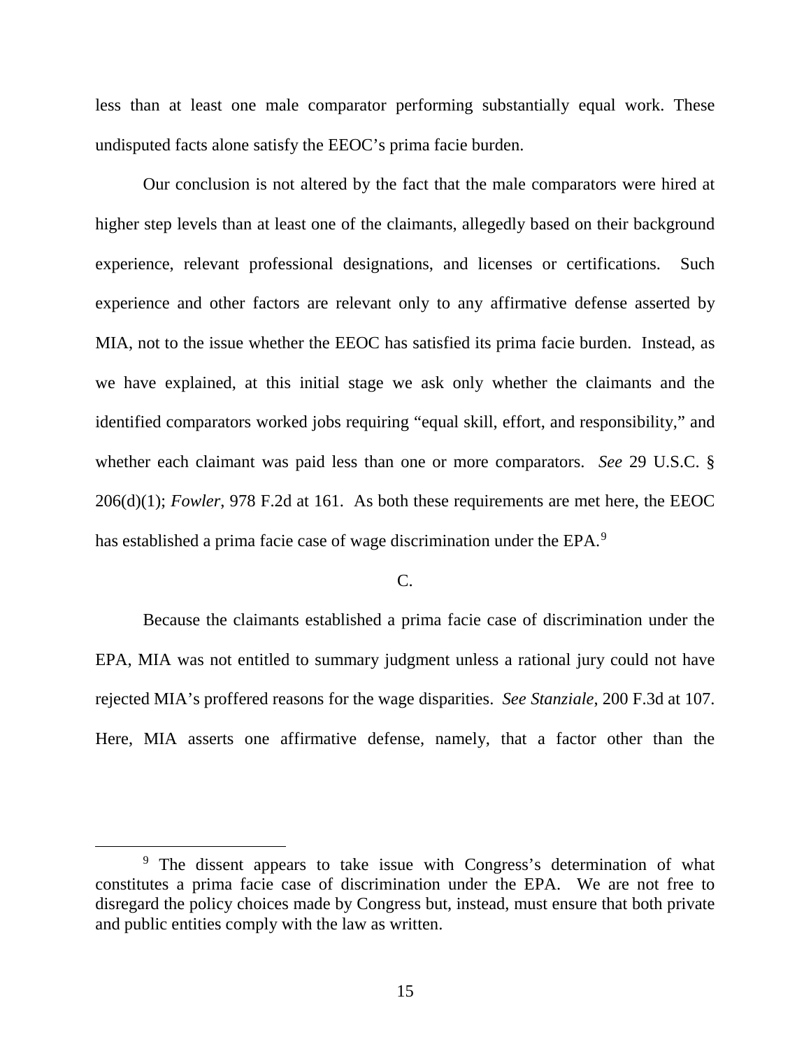less than at least one male comparator performing substantially equal work. These undisputed facts alone satisfy the EEOC's prima facie burden.

Our conclusion is not altered by the fact that the male comparators were hired at higher step levels than at least one of the claimants, allegedly based on their background experience, relevant professional designations, and licenses or certifications. Such experience and other factors are relevant only to any affirmative defense asserted by MIA, not to the issue whether the EEOC has satisfied its prima facie burden. Instead, as we have explained, at this initial stage we ask only whether the claimants and the identified comparators worked jobs requiring "equal skill, effort, and responsibility," and whether each claimant was paid less than one or more comparators. *See* 29 U.S.C. § 206(d)(1); *Fowler*, 978 F.2d at 161. As both these requirements are met here, the EEOC has established a prima facie case of wage discrimination under the EPA.[9]

C.

Because the claimants established a prima facie case of discrimination under the EPA, MIA was not entitled to summary judgment unless a rational jury could not have rejected MIA's proffered reasons for the wage disparities. *See Stanziale*, 200 F.3d at 107. Here, MIA asserts one affirmative defense, namely, that a factor other than the

[9] The dissent appears to take issue with Congress's determination of what constitutes a prima facie case of discrimination under the EPA. We are not free to disregard the policy choices made by Congress but, instead, must ensure that both private and public entities comply with the law as written.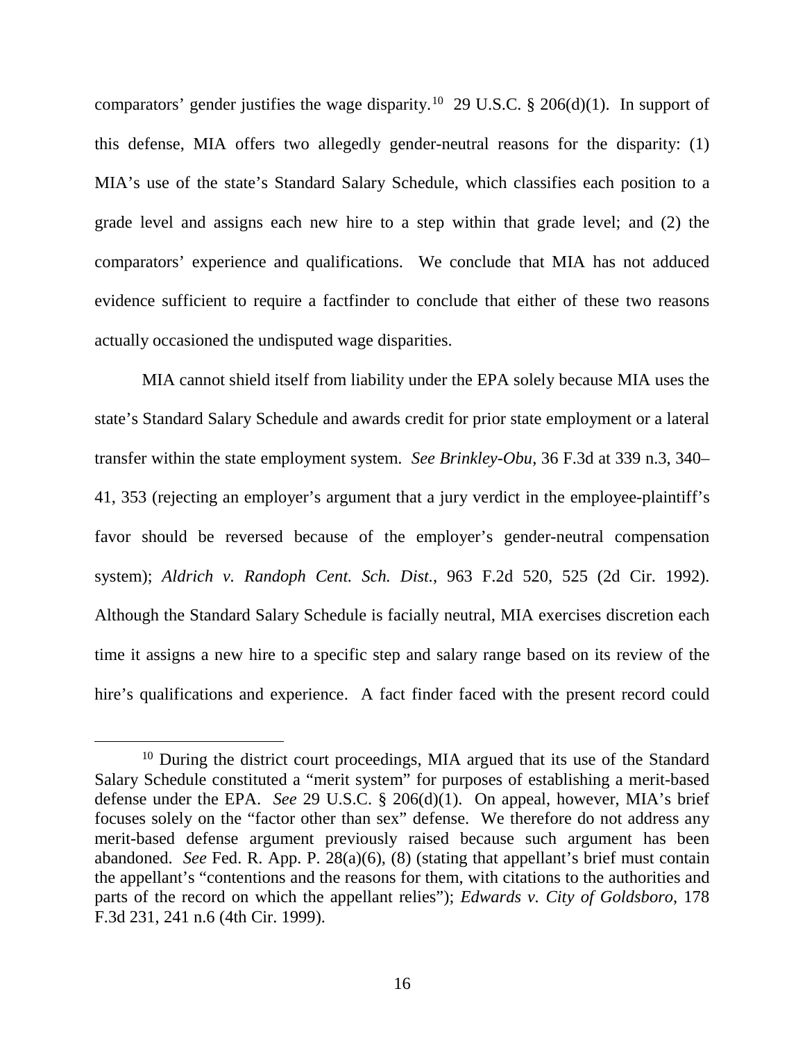comparators' gender justifies the wage disparity.[10] 29 U.S.C. § 206(d)(1). In support of this defense, MIA offers two allegedly gender-neutral reasons for the disparity: (1) MIA's use of the state's Standard Salary Schedule, which classifies each position to a grade level and assigns each new hire to a step within that grade level; and (2) the comparators' experience and qualifications. We conclude that MIA has not adduced evidence sufficient to require a factfinder to conclude that either of these two reasons actually occasioned the undisputed wage disparities.

MIA cannot shield itself from liability under the EPA solely because MIA uses the state's Standard Salary Schedule and awards credit for prior state employment or a lateral transfer within the state employment system. *See Brinkley-Obu*, 36 F.3d at 339 n.3, 340–41, 353 (rejecting an employer's argument that a jury verdict in the employee-plaintiff's favor should be reversed because of the employer's gender-neutral compensation system); *Aldrich v. Randoph Cent. Sch. Dist.*, 963 F.2d 520, 525 (2d Cir. 1992). Although the Standard Salary Schedule is facially neutral, MIA exercises discretion each time it assigns a new hire to a specific step and salary range based on its review of the hire's qualifications and experience. A fact finder faced with the present record could

[10] During the district court proceedings, MIA argued that its use of the Standard Salary Schedule constituted a "merit system" for purposes of establishing a merit-based defense under the EPA. *See* 29 U.S.C. § 206(d)(1). On appeal, however, MIA's brief focuses solely on the "factor other than sex" defense. We therefore do not address any merit-based defense argument previously raised because such argument has been abandoned. *See* Fed. R. App. P. 28(a)(6), (8) (stating that appellant's brief must contain the appellant's "contentions and the reasons for them, with citations to the authorities and parts of the record on which the appellant relies"); *Edwards v. City of Goldsboro*, 178 F.3d 231, 241 n.6 (4th Cir. 1999).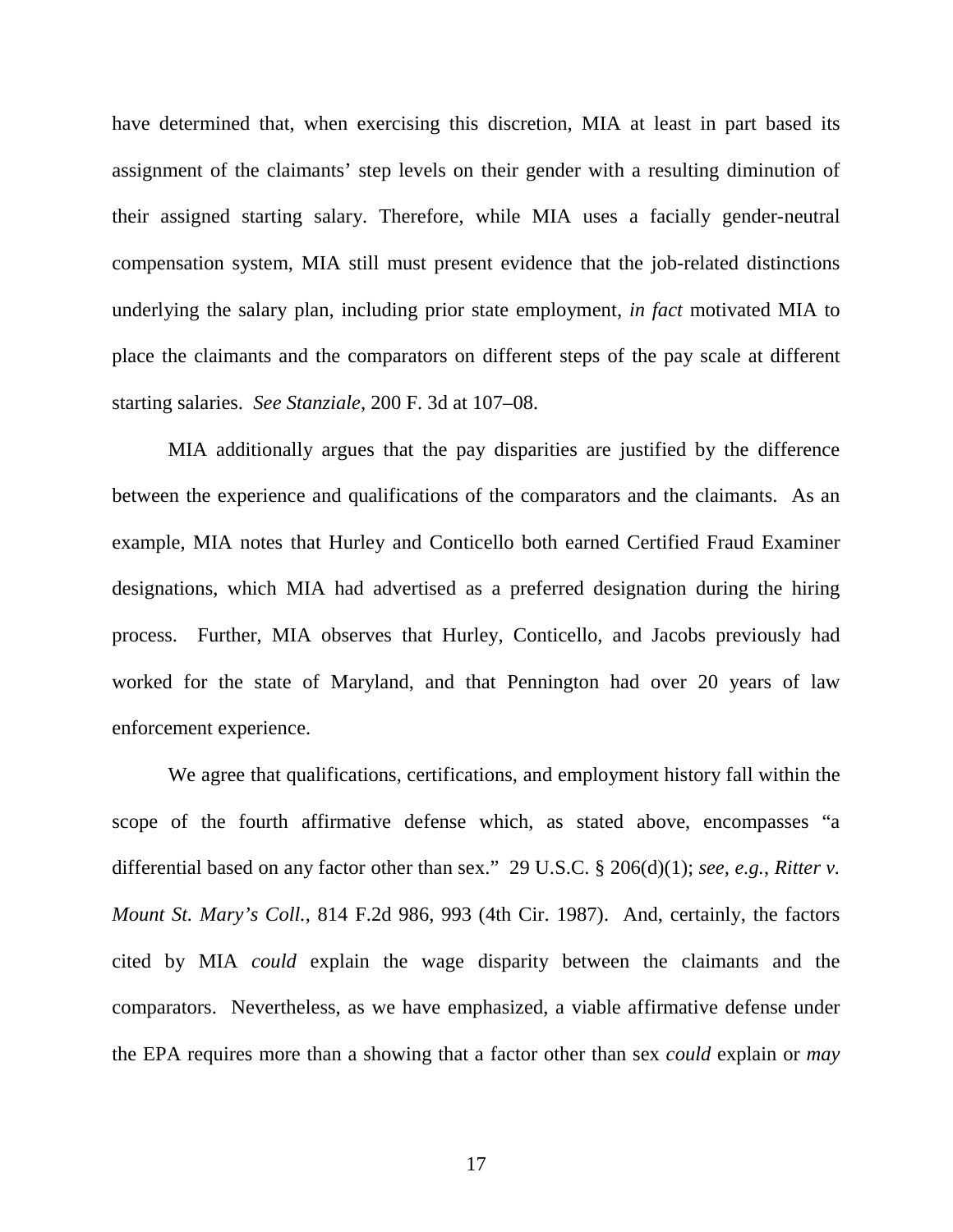have determined that, when exercising this discretion, MIA at least in part based its assignment of the claimants' step levels on their gender with a resulting diminution of their assigned starting salary. Therefore, while MIA uses a facially gender-neutral compensation system, MIA still must present evidence that the job-related distinctions underlying the salary plan, including prior state employment, *in fact* motivated MIA to place the claimants and the comparators on different steps of the pay scale at different starting salaries. *See Stanziale*, 200 F. 3d at 107–08.

MIA additionally argues that the pay disparities are justified by the difference between the experience and qualifications of the comparators and the claimants. As an example, MIA notes that Hurley and Conticello both earned Certified Fraud Examiner designations, which MIA had advertised as a preferred designation during the hiring process. Further, MIA observes that Hurley, Conticello, and Jacobs previously had worked for the state of Maryland, and that Pennington had over 20 years of law enforcement experience.

We agree that qualifications, certifications, and employment history fall within the scope of the fourth affirmative defense which, as stated above, encompasses "a differential based on any factor other than sex." 29 U.S.C. § 206(d)(1); *see, e.g.*, *Ritter v. Mount St. Mary's Coll.*, 814 F.2d 986, 993 (4th Cir. 1987). And, certainly, the factors cited by MIA *could* explain the wage disparity between the claimants and the comparators. Nevertheless, as we have emphasized, a viable affirmative defense under the EPA requires more than a showing that a factor other than sex *could* explain or *may*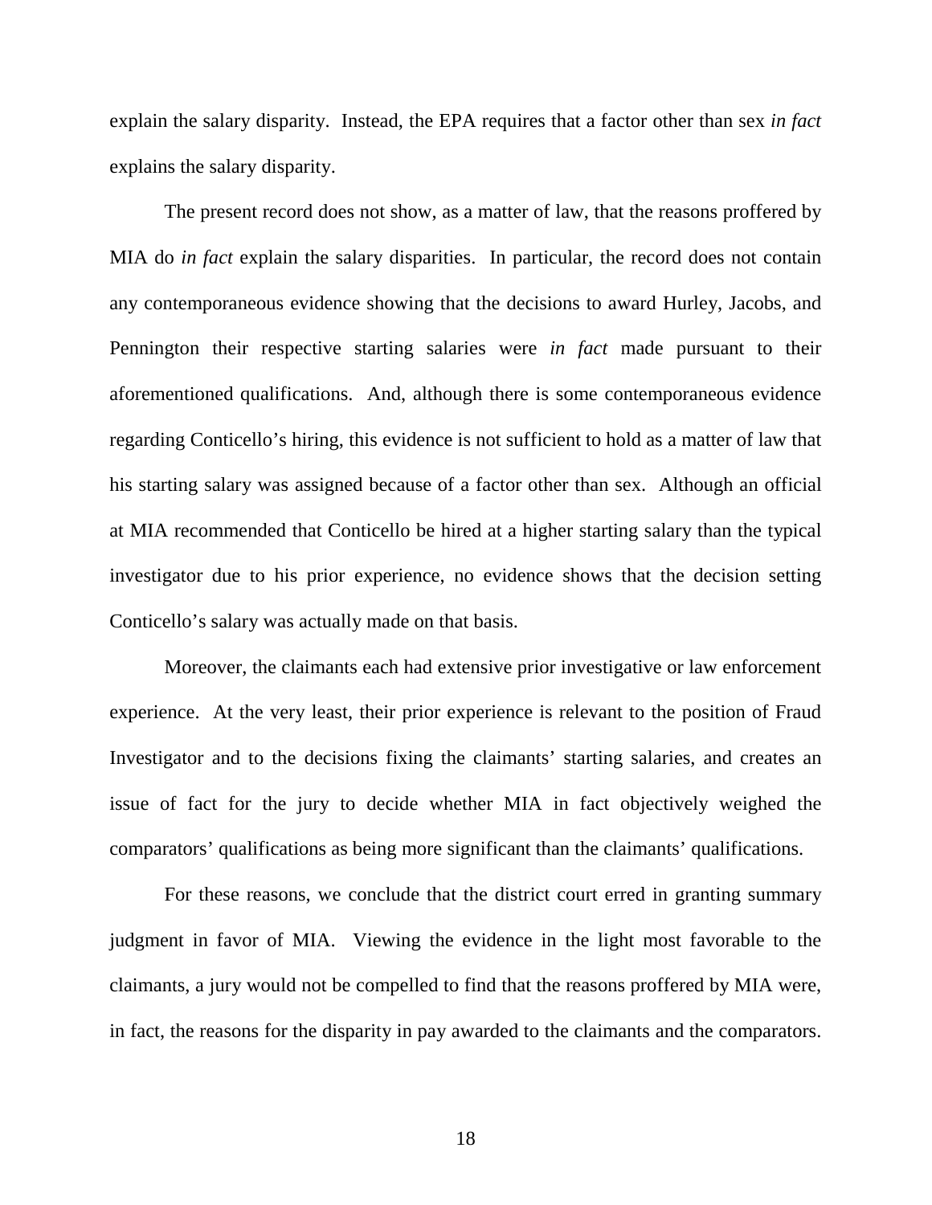explain the salary disparity. Instead, the EPA requires that a factor other than sex *in fact* explains the salary disparity.

The present record does not show, as a matter of law, that the reasons proffered by MIA do *in fact* explain the salary disparities. In particular, the record does not contain any contemporaneous evidence showing that the decisions to award Hurley, Jacobs, and Pennington their respective starting salaries were *in fact* made pursuant to their aforementioned qualifications. And, although there is some contemporaneous evidence regarding Conticello's hiring, this evidence is not sufficient to hold as a matter of law that his starting salary was assigned because of a factor other than sex. Although an official at MIA recommended that Conticello be hired at a higher starting salary than the typical investigator due to his prior experience, no evidence shows that the decision setting Conticello's salary was actually made on that basis.

Moreover, the claimants each had extensive prior investigative or law enforcement experience. At the very least, their prior experience is relevant to the position of Fraud Investigator and to the decisions fixing the claimants' starting salaries, and creates an issue of fact for the jury to decide whether MIA in fact objectively weighed the comparators' qualifications as being more significant than the claimants' qualifications.

For these reasons, we conclude that the district court erred in granting summary judgment in favor of MIA. Viewing the evidence in the light most favorable to the claimants, a jury would not be compelled to find that the reasons proffered by MIA were, in fact, the reasons for the disparity in pay awarded to the claimants and the comparators.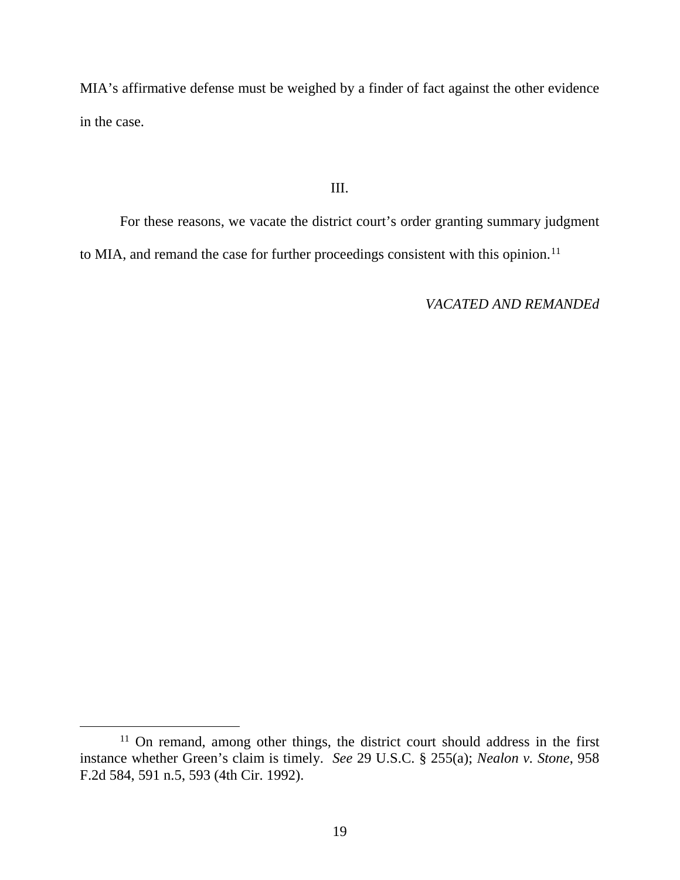MIA's affirmative defense must be weighed by a finder of fact against the other evidence in the case.

## III.

For these reasons, we vacate the district court's order granting summary judgment to MIA, and remand the case for further proceedings consistent with this opinion.[11]

*VACATED AND REMANDEd*

---

[11] On remand, among other things, the district court should address in the first instance whether Green's claim is timely. *See* 29 U.S.C. § 255(a); *Nealon v. Stone*, 958 F.2d 584, 591 n.5, 593 (4th Cir. 1992).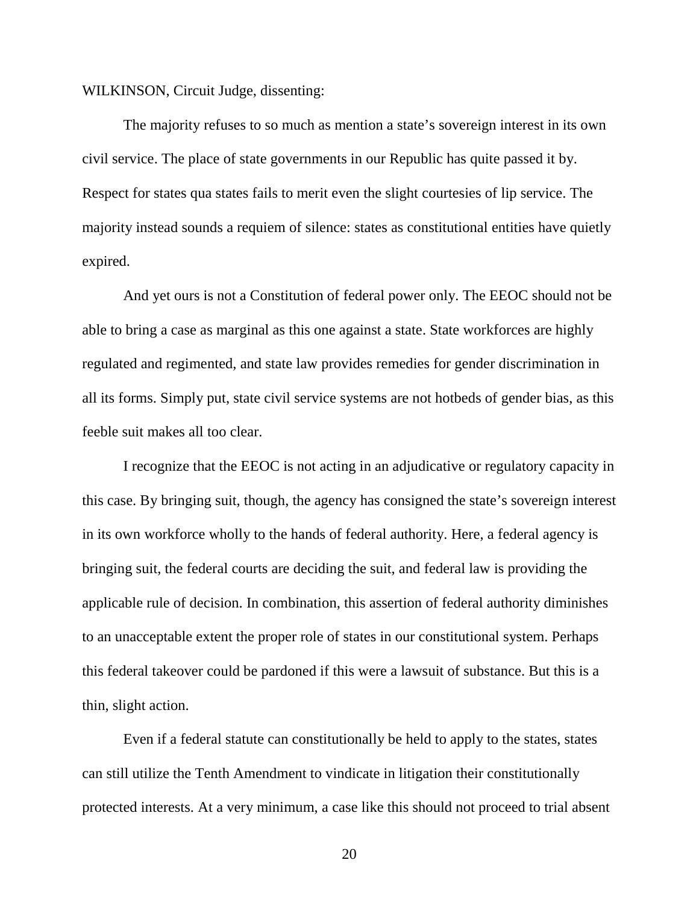WILKINSON, Circuit Judge, dissenting:

The majority refuses to so much as mention a state's sovereign interest in its own civil service. The place of state governments in our Republic has quite passed it by. Respect for states qua states fails to merit even the slight courtesies of lip service. The majority instead sounds a requiem of silence: states as constitutional entities have quietly expired.

And yet ours is not a Constitution of federal power only. The EEOC should not be able to bring a case as marginal as this one against a state. State workforces are highly regulated and regimented, and state law provides remedies for gender discrimination in all its forms. Simply put, state civil service systems are not hotbeds of gender bias, as this feeble suit makes all too clear.

I recognize that the EEOC is not acting in an adjudicative or regulatory capacity in this case. By bringing suit, though, the agency has consigned the state's sovereign interest in its own workforce wholly to the hands of federal authority. Here, a federal agency is bringing suit, the federal courts are deciding the suit, and federal law is providing the applicable rule of decision. In combination, this assertion of federal authority diminishes to an unacceptable extent the proper role of states in our constitutional system. Perhaps this federal takeover could be pardoned if this were a lawsuit of substance. But this is a thin, slight action.

Even if a federal statute can constitutionally be held to apply to the states, states can still utilize the Tenth Amendment to vindicate in litigation their constitutionally protected interests. At a very minimum, a case like this should not proceed to trial absent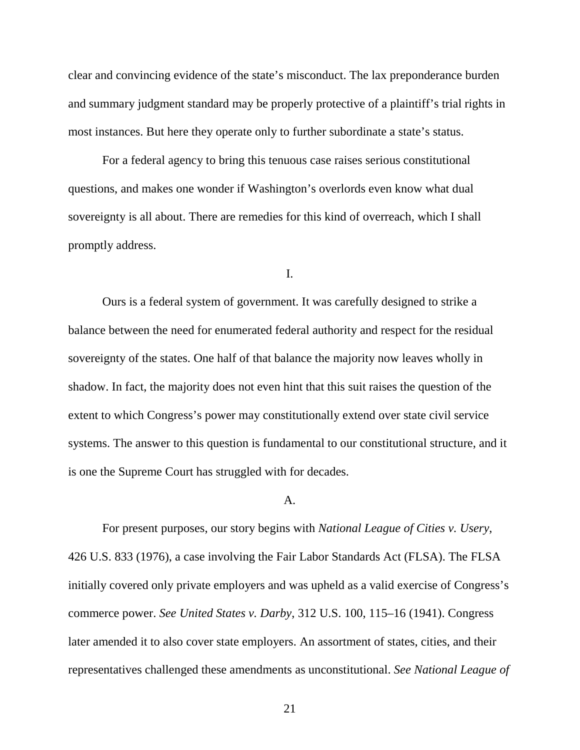clear and convincing evidence of the state's misconduct. The lax preponderance burden and summary judgment standard may be properly protective of a plaintiff's trial rights in most instances. But here they operate only to further subordinate a state's status.

For a federal agency to bring this tenuous case raises serious constitutional questions, and makes one wonder if Washington's overlords even know what dual sovereignty is all about. There are remedies for this kind of overreach, which I shall promptly address.

I.

Ours is a federal system of government. It was carefully designed to strike a balance between the need for enumerated federal authority and respect for the residual sovereignty of the states. One half of that balance the majority now leaves wholly in shadow. In fact, the majority does not even hint that this suit raises the question of the extent to which Congress's power may constitutionally extend over state civil service systems. The answer to this question is fundamental to our constitutional structure, and it is one the Supreme Court has struggled with for decades.

A.

For present purposes, our story begins with *National League of Cities v. Usery*, 426 U.S. 833 (1976), a case involving the Fair Labor Standards Act (FLSA). The FLSA initially covered only private employers and was upheld as a valid exercise of Congress's commerce power. *See United States v. Darby*, 312 U.S. 100, 115–16 (1941). Congress later amended it to also cover state employers. An assortment of states, cities, and their representatives challenged these amendments as unconstitutional. *See National League of*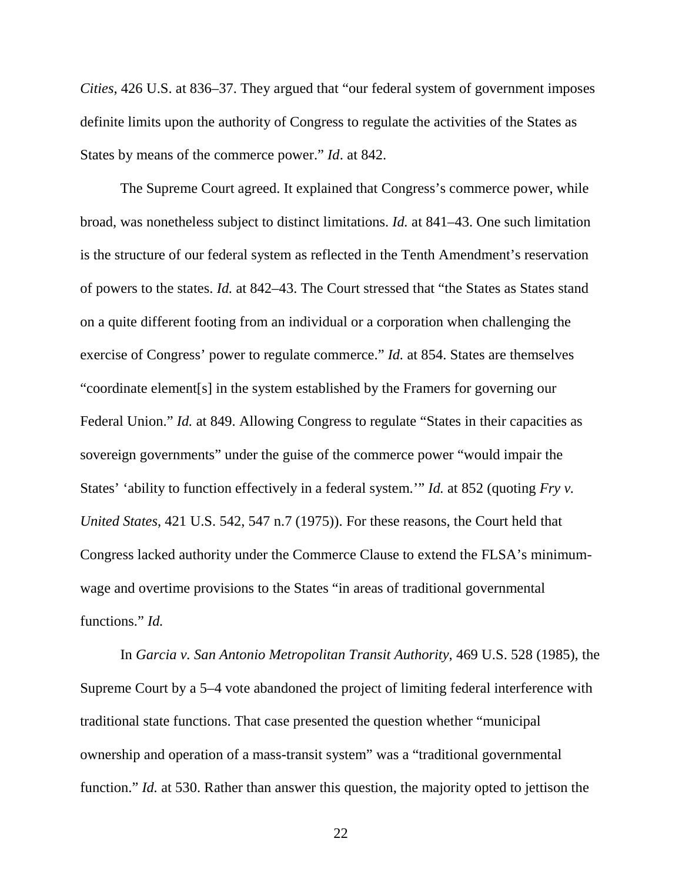*Cities*, 426 U.S. at 836–37. They argued that "our federal system of government imposes definite limits upon the authority of Congress to regulate the activities of the States as States by means of the commerce power." *Id*. at 842.

The Supreme Court agreed. It explained that Congress's commerce power, while broad, was nonetheless subject to distinct limitations. *Id.* at 841–43. One such limitation is the structure of our federal system as reflected in the Tenth Amendment's reservation of powers to the states. *Id.* at 842–43. The Court stressed that "the States as States stand on a quite different footing from an individual or a corporation when challenging the exercise of Congress' power to regulate commerce." *Id.* at 854. States are themselves "coordinate element[s] in the system established by the Framers for governing our Federal Union." *Id.* at 849. Allowing Congress to regulate "States in their capacities as sovereign governments" under the guise of the commerce power "would impair the States' 'ability to function effectively in a federal system.'" *Id.* at 852 (quoting *Fry v. United States*, 421 U.S. 542, 547 n.7 (1975)). For these reasons, the Court held that Congress lacked authority under the Commerce Clause to extend the FLSA's minimum-wage and overtime provisions to the States "in areas of traditional governmental functions." *Id.*

In *Garcia v. San Antonio Metropolitan Transit Authority*, 469 U.S. 528 (1985), the Supreme Court by a 5–4 vote abandoned the project of limiting federal interference with traditional state functions. That case presented the question whether "municipal ownership and operation of a mass-transit system" was a "traditional governmental function." *Id.* at 530. Rather than answer this question, the majority opted to jettison the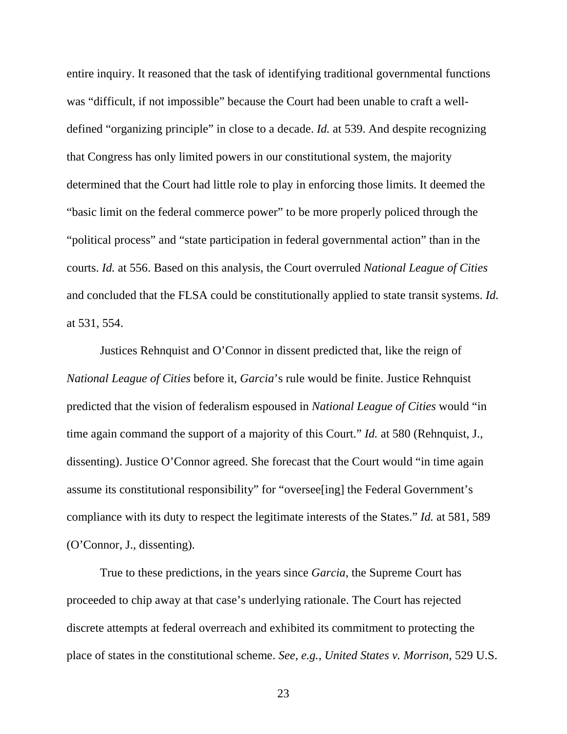entire inquiry. It reasoned that the task of identifying traditional governmental functions was "difficult, if not impossible" because the Court had been unable to craft a well-defined "organizing principle" in close to a decade. *Id.* at 539. And despite recognizing that Congress has only limited powers in our constitutional system, the majority determined that the Court had little role to play in enforcing those limits. It deemed the "basic limit on the federal commerce power" to be more properly policed through the "political process" and "state participation in federal governmental action" than in the courts. *Id.* at 556. Based on this analysis, the Court overruled *National League of Cities* and concluded that the FLSA could be constitutionally applied to state transit systems. *Id.* at 531, 554.

Justices Rehnquist and O'Connor in dissent predicted that, like the reign of *National League of Cities* before it, *Garcia*'s rule would be finite. Justice Rehnquist predicted that the vision of federalism espoused in *National League of Cities* would "in time again command the support of a majority of this Court." *Id.* at 580 (Rehnquist, J., dissenting). Justice O'Connor agreed. She forecast that the Court would "in time again assume its constitutional responsibility" for "oversee[ing] the Federal Government's compliance with its duty to respect the legitimate interests of the States." *Id.* at 581, 589 (O'Connor, J., dissenting).

True to these predictions, in the years since *Garcia*, the Supreme Court has proceeded to chip away at that case's underlying rationale. The Court has rejected discrete attempts at federal overreach and exhibited its commitment to protecting the place of states in the constitutional scheme. *See, e.g.*, *United States v. Morrison*, 529 U.S.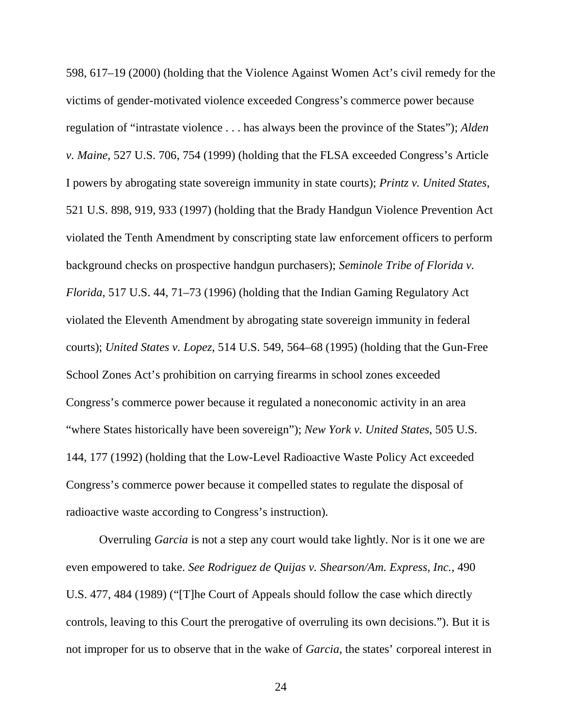598, 617–19 (2000) (holding that the Violence Against Women Act's civil remedy for the victims of gender-motivated violence exceeded Congress's commerce power because regulation of "intrastate violence . . . has always been the province of the States"); *Alden v. Maine*, 527 U.S. 706, 754 (1999) (holding that the FLSA exceeded Congress's Article I powers by abrogating state sovereign immunity in state courts); *Printz v. United States*, 521 U.S. 898, 919, 933 (1997) (holding that the Brady Handgun Violence Prevention Act violated the Tenth Amendment by conscripting state law enforcement officers to perform background checks on prospective handgun purchasers); *Seminole Tribe of Florida v. Florida*, 517 U.S. 44, 71–73 (1996) (holding that the Indian Gaming Regulatory Act violated the Eleventh Amendment by abrogating state sovereign immunity in federal courts); *United States v. Lopez*, 514 U.S. 549, 564–68 (1995) (holding that the Gun-Free School Zones Act's prohibition on carrying firearms in school zones exceeded Congress's commerce power because it regulated a noneconomic activity in an area "where States historically have been sovereign"); *New York v. United States*, 505 U.S. 144, 177 (1992) (holding that the Low-Level Radioactive Waste Policy Act exceeded Congress's commerce power because it compelled states to regulate the disposal of radioactive waste according to Congress's instruction).

Overruling *Garcia* is not a step any court would take lightly. Nor is it one we are even empowered to take. *See Rodriguez de Quijas v. Shearson/Am. Express, Inc.*, 490 U.S. 477, 484 (1989) ("[T]he Court of Appeals should follow the case which directly controls, leaving to this Court the prerogative of overruling its own decisions."). But it is not improper for us to observe that in the wake of *Garcia*, the states' corporeal interest in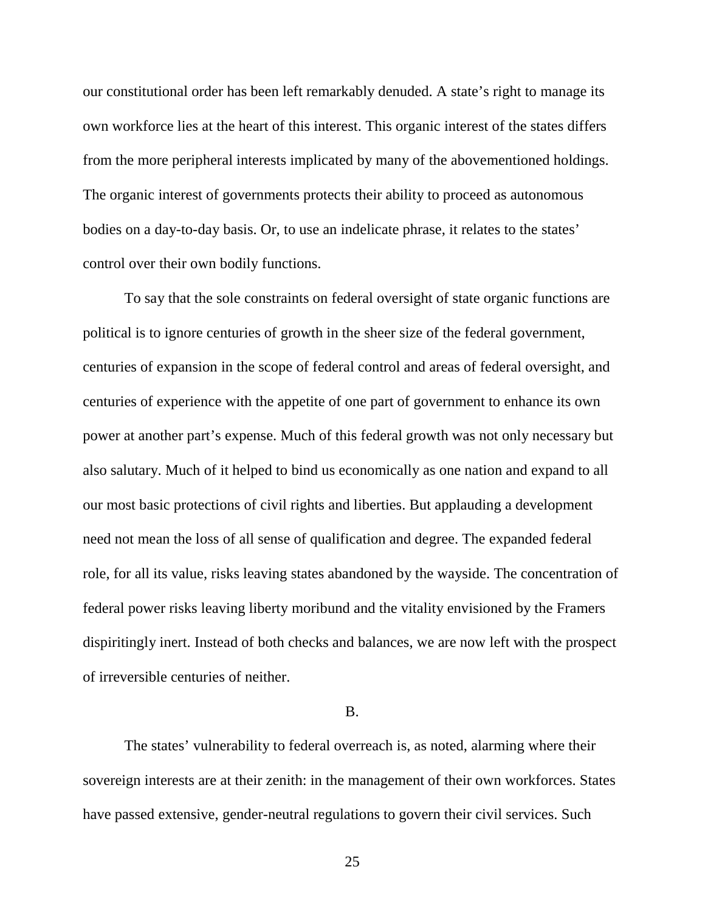our constitutional order has been left remarkably denuded. A state's right to manage its own workforce lies at the heart of this interest. This organic interest of the states differs from the more peripheral interests implicated by many of the abovementioned holdings. The organic interest of governments protects their ability to proceed as autonomous bodies on a day-to-day basis. Or, to use an indelicate phrase, it relates to the states' control over their own bodily functions.

To say that the sole constraints on federal oversight of state organic functions are political is to ignore centuries of growth in the sheer size of the federal government, centuries of expansion in the scope of federal control and areas of federal oversight, and centuries of experience with the appetite of one part of government to enhance its own power at another part's expense. Much of this federal growth was not only necessary but also salutary. Much of it helped to bind us economically as one nation and expand to all our most basic protections of civil rights and liberties. But applauding a development need not mean the loss of all sense of qualification and degree. The expanded federal role, for all its value, risks leaving states abandoned by the wayside. The concentration of federal power risks leaving liberty moribund and the vitality envisioned by the Framers dispiritingly inert. Instead of both checks and balances, we are now left with the prospect of irreversible centuries of neither.

B.

The states' vulnerability to federal overreach is, as noted, alarming where their sovereign interests are at their zenith: in the management of their own workforces. States have passed extensive, gender-neutral regulations to govern their civil services. Such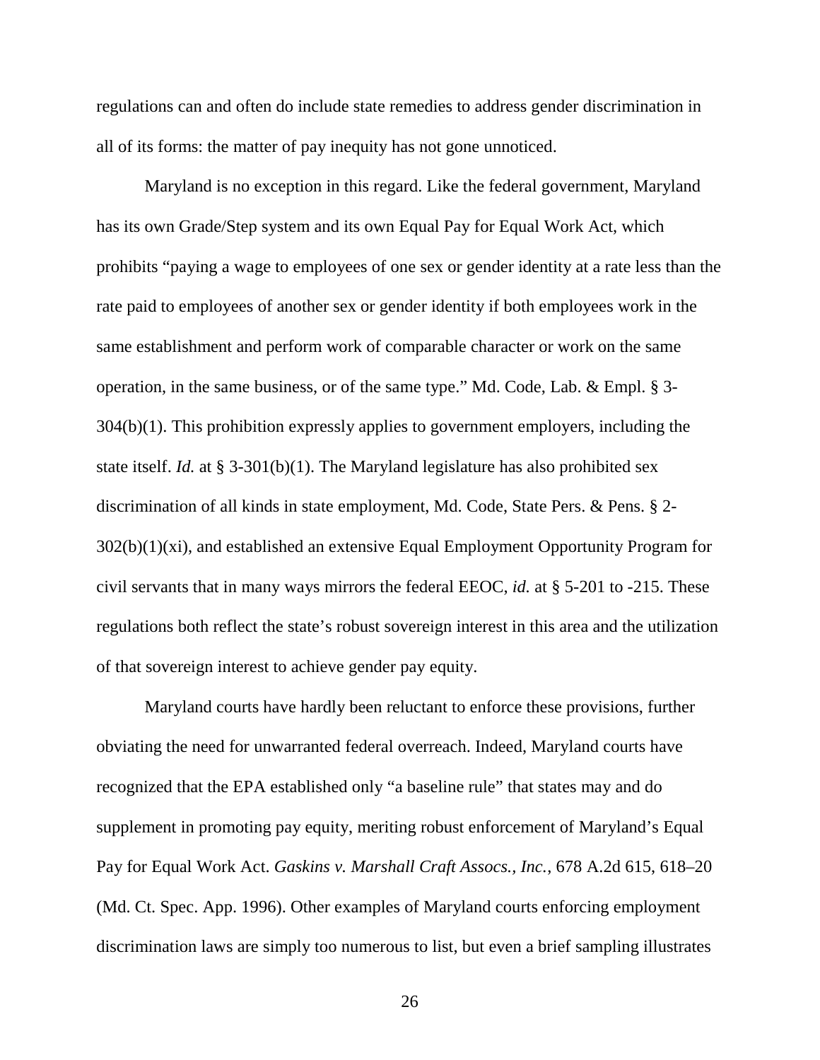regulations can and often do include state remedies to address gender discrimination in all of its forms: the matter of pay inequity has not gone unnoticed.

Maryland is no exception in this regard. Like the federal government, Maryland has its own Grade/Step system and its own Equal Pay for Equal Work Act, which prohibits "paying a wage to employees of one sex or gender identity at a rate less than the rate paid to employees of another sex or gender identity if both employees work in the same establishment and perform work of comparable character or work on the same operation, in the same business, or of the same type." Md. Code, Lab. & Empl. § 3-304(b)(1). This prohibition expressly applies to government employers, including the state itself. *Id.* at § 3-301(b)(1). The Maryland legislature has also prohibited sex discrimination of all kinds in state employment, Md. Code, State Pers. & Pens. § 2-302(b)(1)(xi), and established an extensive Equal Employment Opportunity Program for civil servants that in many ways mirrors the federal EEOC, *id.* at § 5-201 to -215. These regulations both reflect the state's robust sovereign interest in this area and the utilization of that sovereign interest to achieve gender pay equity.

Maryland courts have hardly been reluctant to enforce these provisions, further obviating the need for unwarranted federal overreach. Indeed, Maryland courts have recognized that the EPA established only "a baseline rule" that states may and do supplement in promoting pay equity, meriting robust enforcement of Maryland's Equal Pay for Equal Work Act. *Gaskins v. Marshall Craft Assocs., Inc.*, 678 A.2d 615, 618–20 (Md. Ct. Spec. App. 1996). Other examples of Maryland courts enforcing employment discrimination laws are simply too numerous to list, but even a brief sampling illustrates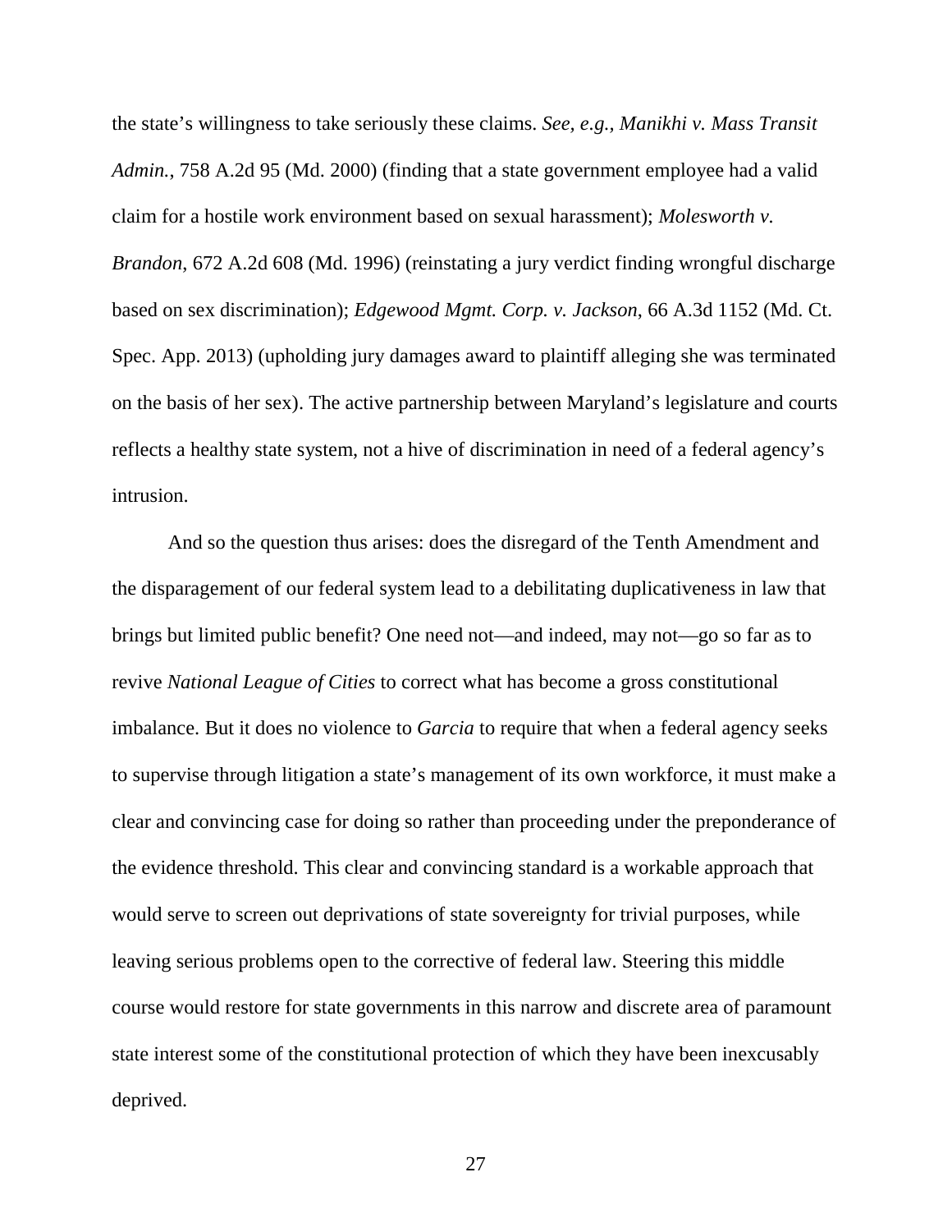the state's willingness to take seriously these claims. *See, e.g., Manikhi v. Mass Transit Admin.*, 758 A.2d 95 (Md. 2000) (finding that a state government employee had a valid claim for a hostile work environment based on sexual harassment); *Molesworth v. Brandon*, 672 A.2d 608 (Md. 1996) (reinstating a jury verdict finding wrongful discharge based on sex discrimination); *Edgewood Mgmt. Corp. v. Jackson*, 66 A.3d 1152 (Md. Ct. Spec. App. 2013) (upholding jury damages award to plaintiff alleging she was terminated on the basis of her sex). The active partnership between Maryland's legislature and courts reflects a healthy state system, not a hive of discrimination in need of a federal agency's intrusion.

And so the question thus arises: does the disregard of the Tenth Amendment and the disparagement of our federal system lead to a debilitating duplicativeness in law that brings but limited public benefit? One need not—and indeed, may not—go so far as to revive *National League of Cities* to correct what has become a gross constitutional imbalance. But it does no violence to *Garcia* to require that when a federal agency seeks to supervise through litigation a state's management of its own workforce, it must make a clear and convincing case for doing so rather than proceeding under the preponderance of the evidence threshold. This clear and convincing standard is a workable approach that would serve to screen out deprivations of state sovereignty for trivial purposes, while leaving serious problems open to the corrective of federal law. Steering this middle course would restore for state governments in this narrow and discrete area of paramount state interest some of the constitutional protection of which they have been inexcusably deprived.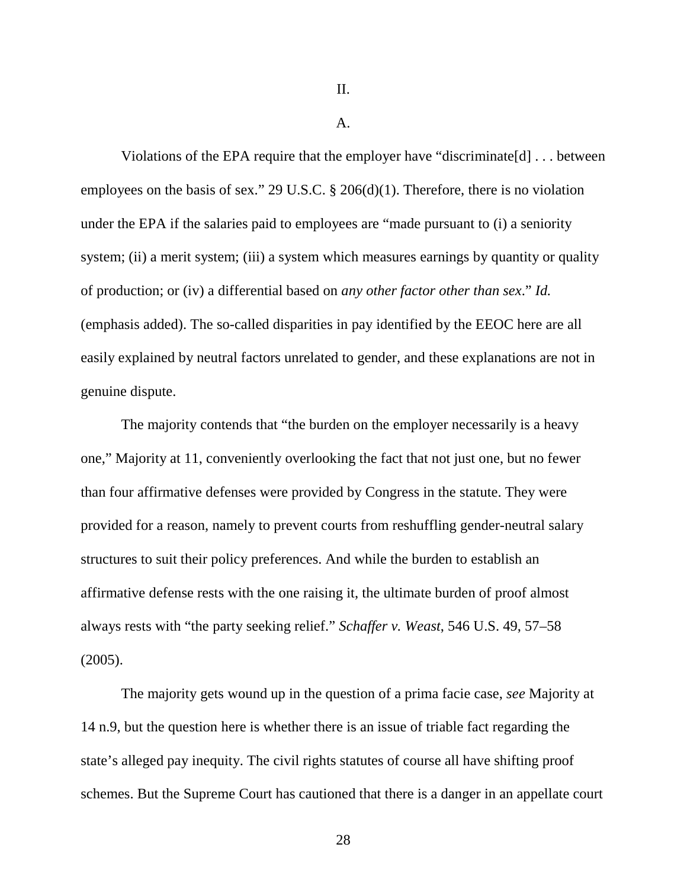## II.

### A.

Violations of the EPA require that the employer have "discriminate[d] . . . between employees on the basis of sex." 29 U.S.C. § 206(d)(1). Therefore, there is no violation under the EPA if the salaries paid to employees are "made pursuant to (i) a seniority system; (ii) a merit system; (iii) a system which measures earnings by quantity or quality of production; or (iv) a differential based on *any other factor other than sex*." *Id.* (emphasis added). The so-called disparities in pay identified by the EEOC here are all easily explained by neutral factors unrelated to gender, and these explanations are not in genuine dispute.

The majority contends that "the burden on the employer necessarily is a heavy one," Majority at 11, conveniently overlooking the fact that not just one, but no fewer than four affirmative defenses were provided by Congress in the statute. They were provided for a reason, namely to prevent courts from reshuffling gender-neutral salary structures to suit their policy preferences. And while the burden to establish an affirmative defense rests with the one raising it, the ultimate burden of proof almost always rests with "the party seeking relief." *Schaffer v. Weast*, 546 U.S. 49, 57–58 (2005).

The majority gets wound up in the question of a prima facie case, *see* Majority at 14 n.9, but the question here is whether there is an issue of triable fact regarding the state's alleged pay inequity. The civil rights statutes of course all have shifting proof schemes. But the Supreme Court has cautioned that there is a danger in an appellate court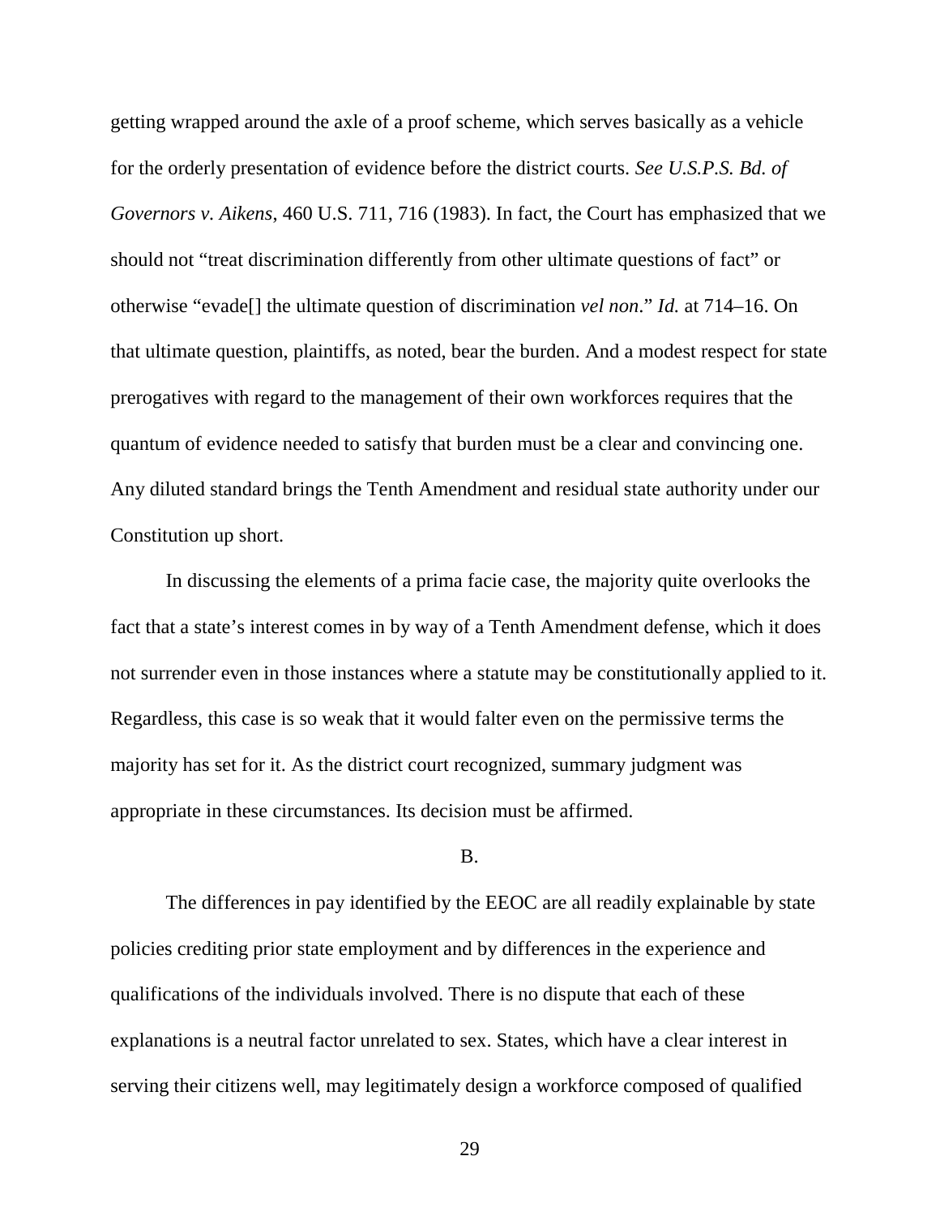getting wrapped around the axle of a proof scheme, which serves basically as a vehicle for the orderly presentation of evidence before the district courts. *See U.S.P.S. Bd. of Governors v. Aikens*, 460 U.S. 711, 716 (1983). In fact, the Court has emphasized that we should not "treat discrimination differently from other ultimate questions of fact" or otherwise "evade[] the ultimate question of discrimination *vel non*." *Id.* at 714–16. On that ultimate question, plaintiffs, as noted, bear the burden. And a modest respect for state prerogatives with regard to the management of their own workforces requires that the quantum of evidence needed to satisfy that burden must be a clear and convincing one. Any diluted standard brings the Tenth Amendment and residual state authority under our Constitution up short.

In discussing the elements of a prima facie case, the majority quite overlooks the fact that a state's interest comes in by way of a Tenth Amendment defense, which it does not surrender even in those instances where a statute may be constitutionally applied to it. Regardless, this case is so weak that it would falter even on the permissive terms the majority has set for it. As the district court recognized, summary judgment was appropriate in these circumstances. Its decision must be affirmed.

B.

The differences in pay identified by the EEOC are all readily explainable by state policies crediting prior state employment and by differences in the experience and qualifications of the individuals involved. There is no dispute that each of these explanations is a neutral factor unrelated to sex. States, which have a clear interest in serving their citizens well, may legitimately design a workforce composed of qualified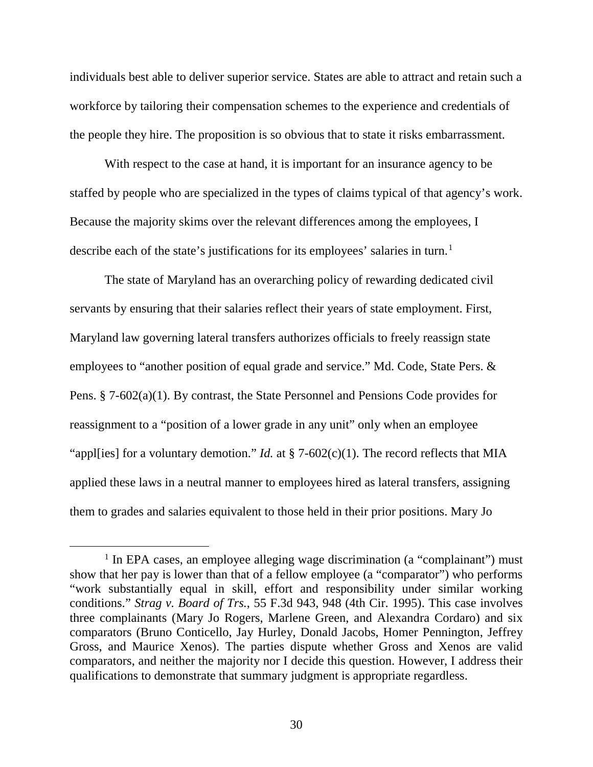individuals best able to deliver superior service. States are able to attract and retain such a workforce by tailoring their compensation schemes to the experience and credentials of the people they hire. The proposition is so obvious that to state it risks embarrassment.

With respect to the case at hand, it is important for an insurance agency to be staffed by people who are specialized in the types of claims typical of that agency's work. Because the majority skims over the relevant differences among the employees, I describe each of the state's justifications for its employees' salaries in turn.[1]

The state of Maryland has an overarching policy of rewarding dedicated civil servants by ensuring that their salaries reflect their years of state employment. First, Maryland law governing lateral transfers authorizes officials to freely reassign state employees to "another position of equal grade and service." Md. Code, State Pers. & Pens. § 7-602(a)(1). By contrast, the State Personnel and Pensions Code provides for reassignment to a "position of a lower grade in any unit" only when an employee "appl[ies] for a voluntary demotion." *Id.* at § 7-602(c)(1). The record reflects that MIA applied these laws in a neutral manner to employees hired as lateral transfers, assigning them to grades and salaries equivalent to those held in their prior positions. Mary Jo

---

[1] In EPA cases, an employee alleging wage discrimination (a "complainant") must show that her pay is lower than that of a fellow employee (a "comparator") who performs "work substantially equal in skill, effort and responsibility under similar working conditions." *Strag v. Board of Trs.*, 55 F.3d 943, 948 (4th Cir. 1995). This case involves three complainants (Mary Jo Rogers, Marlene Green, and Alexandra Cordaro) and six comparators (Bruno Conticello, Jay Hurley, Donald Jacobs, Homer Pennington, Jeffrey Gross, and Maurice Xenos). The parties dispute whether Gross and Xenos are valid comparators, and neither the majority nor I decide this question. However, I address their qualifications to demonstrate that summary judgment is appropriate regardless.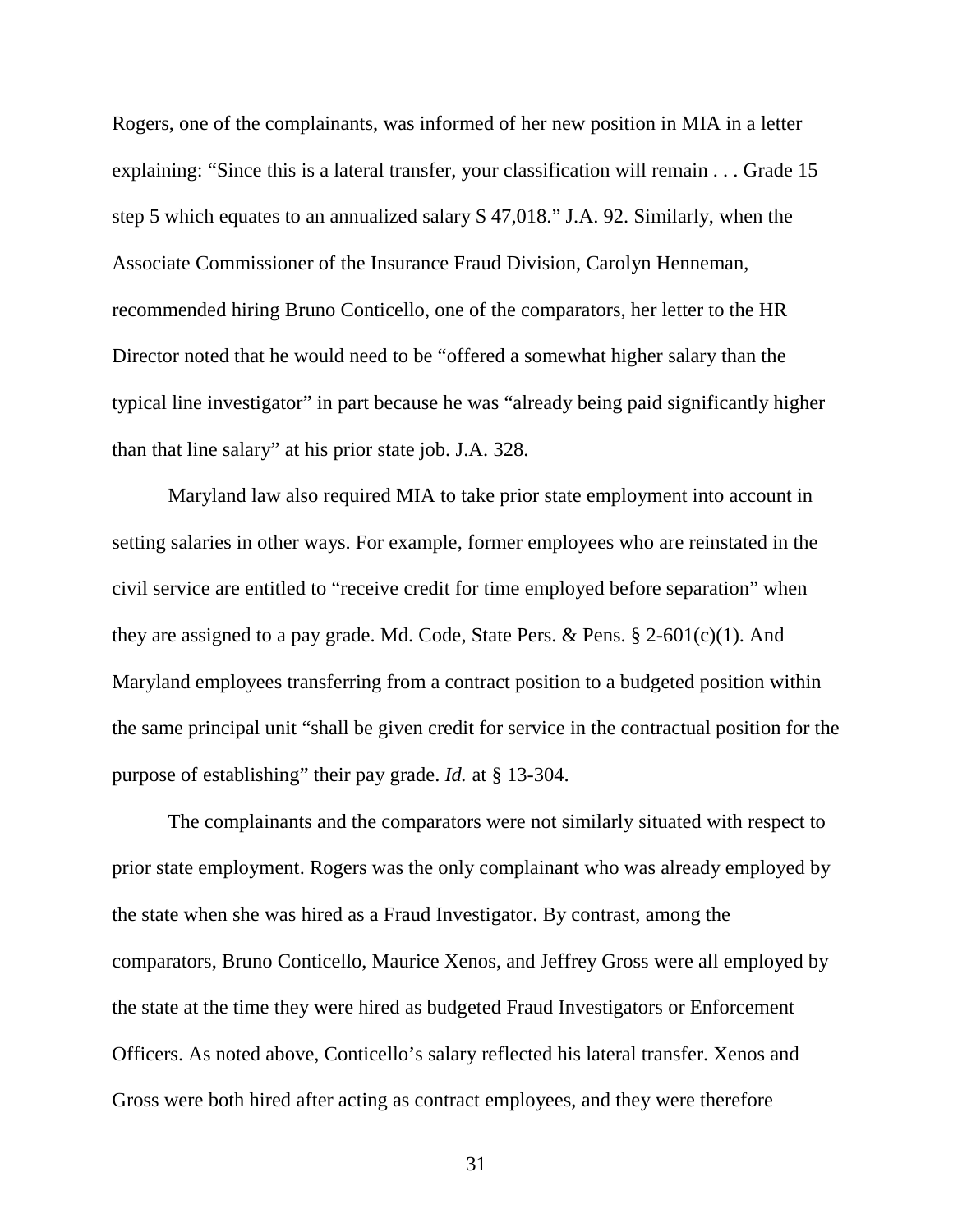Rogers, one of the complainants, was informed of her new position in MIA in a letter explaining: "Since this is a lateral transfer, your classification will remain . . . Grade 15 step 5 which equates to an annualized salary $ 47,018." J.A. 92. Similarly, when the Associate Commissioner of the Insurance Fraud Division, Carolyn Henneman, recommended hiring Bruno Conticello, one of the comparators, her letter to the HR Director noted that he would need to be "offered a somewhat higher salary than the typical line investigator" in part because he was "already being paid significantly higher than that line salary" at his prior state job. J.A. 328.

Maryland law also required MIA to take prior state employment into account in setting salaries in other ways. For example, former employees who are reinstated in the civil service are entitled to "receive credit for time employed before separation" when they are assigned to a pay grade. Md. Code, State Pers. & Pens. § 2-601(c)(1). And Maryland employees transferring from a contract position to a budgeted position within the same principal unit "shall be given credit for service in the contractual position for the purpose of establishing" their pay grade. *Id.* at § 13-304.

The complainants and the comparators were not similarly situated with respect to prior state employment. Rogers was the only complainant who was already employed by the state when she was hired as a Fraud Investigator. By contrast, among the comparators, Bruno Conticello, Maurice Xenos, and Jeffrey Gross were all employed by the state at the time they were hired as budgeted Fraud Investigators or Enforcement Officers. As noted above, Conticello's salary reflected his lateral transfer. Xenos and Gross were both hired after acting as contract employees, and they were therefore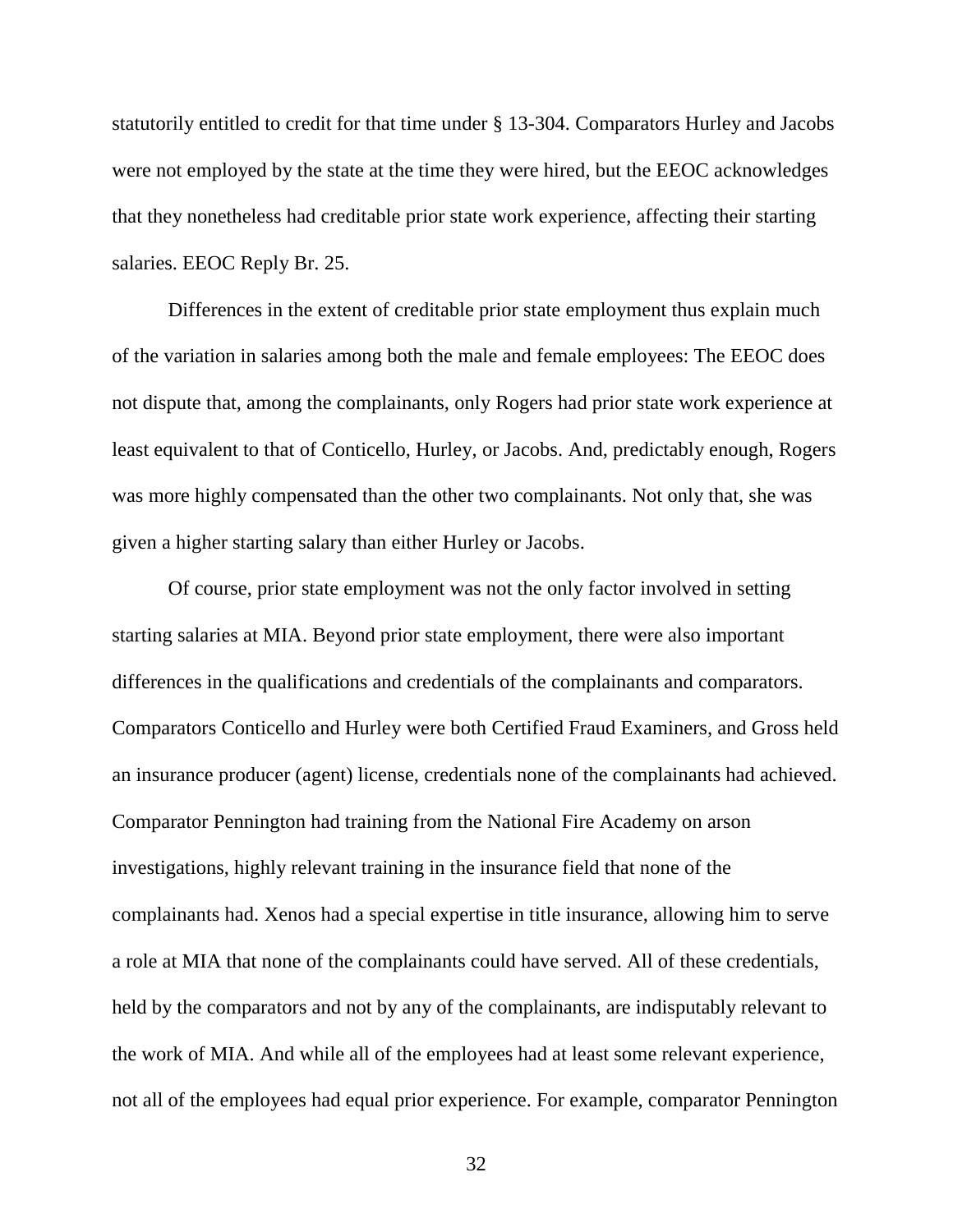statutorily entitled to credit for that time under § 13-304. Comparators Hurley and Jacobs were not employed by the state at the time they were hired, but the EEOC acknowledges that they nonetheless had creditable prior state work experience, affecting their starting salaries. EEOC Reply Br. 25.

Differences in the extent of creditable prior state employment thus explain much of the variation in salaries among both the male and female employees: The EEOC does not dispute that, among the complainants, only Rogers had prior state work experience at least equivalent to that of Conticello, Hurley, or Jacobs. And, predictably enough, Rogers was more highly compensated than the other two complainants. Not only that, she was given a higher starting salary than either Hurley or Jacobs.

Of course, prior state employment was not the only factor involved in setting starting salaries at MIA. Beyond prior state employment, there were also important differences in the qualifications and credentials of the complainants and comparators. Comparators Conticello and Hurley were both Certified Fraud Examiners, and Gross held an insurance producer (agent) license, credentials none of the complainants had achieved. Comparator Pennington had training from the National Fire Academy on arson investigations, highly relevant training in the insurance field that none of the complainants had. Xenos had a special expertise in title insurance, allowing him to serve a role at MIA that none of the complainants could have served. All of these credentials, held by the comparators and not by any of the complainants, are indisputably relevant to the work of MIA. And while all of the employees had at least some relevant experience, not all of the employees had equal prior experience. For example, comparator Pennington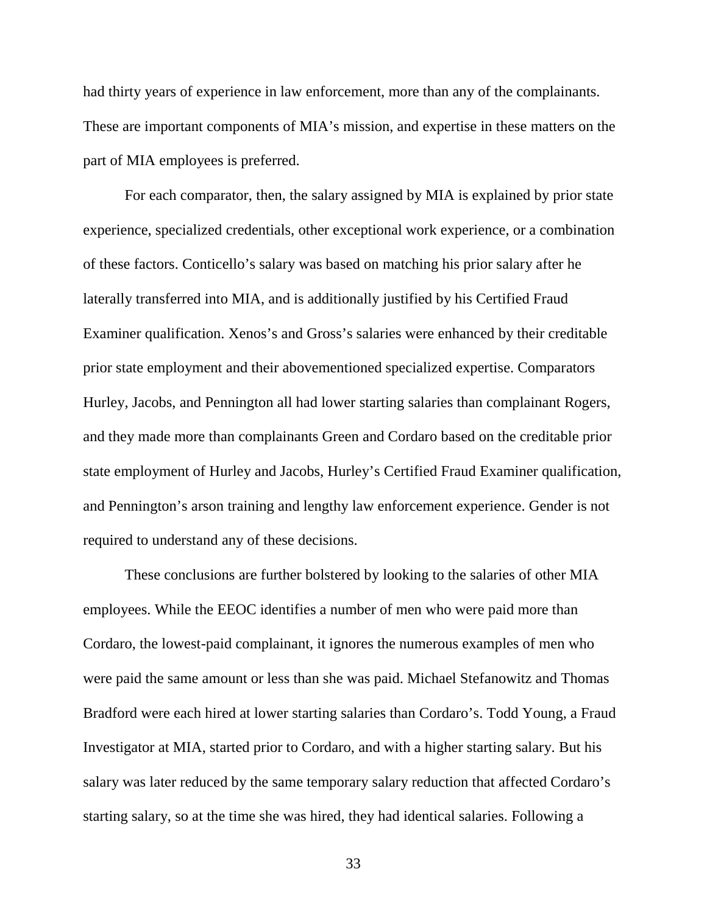had thirty years of experience in law enforcement, more than any of the complainants. These are important components of MIA's mission, and expertise in these matters on the part of MIA employees is preferred.

For each comparator, then, the salary assigned by MIA is explained by prior state experience, specialized credentials, other exceptional work experience, or a combination of these factors. Conticello's salary was based on matching his prior salary after he laterally transferred into MIA, and is additionally justified by his Certified Fraud Examiner qualification. Xenos's and Gross's salaries were enhanced by their creditable prior state employment and their abovementioned specialized expertise. Comparators Hurley, Jacobs, and Pennington all had lower starting salaries than complainant Rogers, and they made more than complainants Green and Cordaro based on the creditable prior state employment of Hurley and Jacobs, Hurley's Certified Fraud Examiner qualification, and Pennington's arson training and lengthy law enforcement experience. Gender is not required to understand any of these decisions.

These conclusions are further bolstered by looking to the salaries of other MIA employees. While the EEOC identifies a number of men who were paid more than Cordaro, the lowest-paid complainant, it ignores the numerous examples of men who were paid the same amount or less than she was paid. Michael Stefanowitz and Thomas Bradford were each hired at lower starting salaries than Cordaro's. Todd Young, a Fraud Investigator at MIA, started prior to Cordaro, and with a higher starting salary. But his salary was later reduced by the same temporary salary reduction that affected Cordaro's starting salary, so at the time she was hired, they had identical salaries. Following a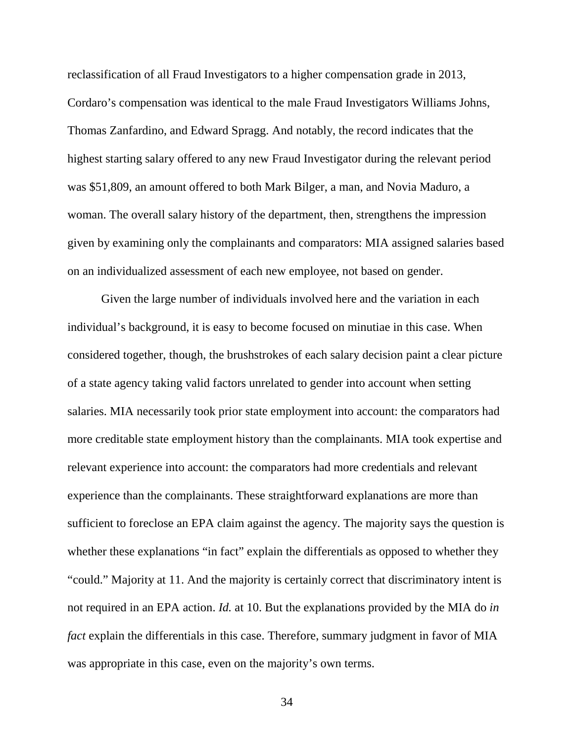reclassification of all Fraud Investigators to a higher compensation grade in 2013, Cordaro's compensation was identical to the male Fraud Investigators Williams Johns, Thomas Zanfardino, and Edward Spragg. And notably, the record indicates that the highest starting salary offered to any new Fraud Investigator during the relevant period was $51,809, an amount offered to both Mark Bilger, a man, and Novia Maduro, a woman. The overall salary history of the department, then, strengthens the impression given by examining only the complainants and comparators: MIA assigned salaries based on an individualized assessment of each new employee, not based on gender.

Given the large number of individuals involved here and the variation in each individual's background, it is easy to become focused on minutiae in this case. When considered together, though, the brushstrokes of each salary decision paint a clear picture of a state agency taking valid factors unrelated to gender into account when setting salaries. MIA necessarily took prior state employment into account: the comparators had more creditable state employment history than the complainants. MIA took expertise and relevant experience into account: the comparators had more credentials and relevant experience than the complainants. These straightforward explanations are more than sufficient to foreclose an EPA claim against the agency. The majority says the question is whether these explanations "in fact" explain the differentials as opposed to whether they "could." Majority at 11. And the majority is certainly correct that discriminatory intent is not required in an EPA action. *Id.* at 10. But the explanations provided by the MIA do *in fact* explain the differentials in this case. Therefore, summary judgment in favor of MIA was appropriate in this case, even on the majority's own terms.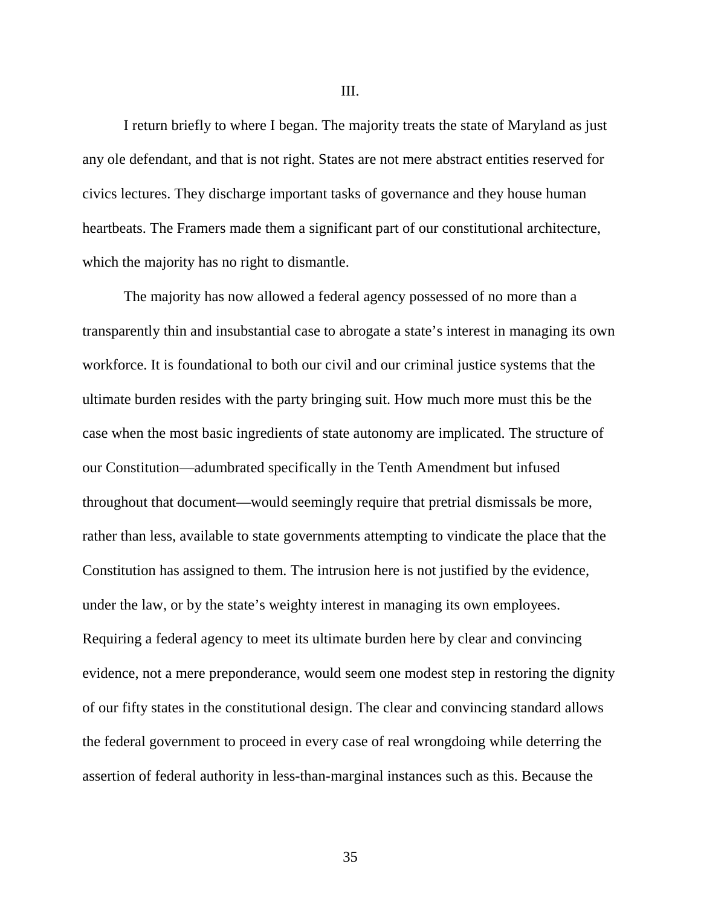III.

I return briefly to where I began. The majority treats the state of Maryland as just any ole defendant, and that is not right. States are not mere abstract entities reserved for civics lectures. They discharge important tasks of governance and they house human heartbeats. The Framers made them a significant part of our constitutional architecture, which the majority has no right to dismantle.

The majority has now allowed a federal agency possessed of no more than a transparently thin and insubstantial case to abrogate a state's interest in managing its own workforce. It is foundational to both our civil and our criminal justice systems that the ultimate burden resides with the party bringing suit. How much more must this be the case when the most basic ingredients of state autonomy are implicated. The structure of our Constitution—adumbrated specifically in the Tenth Amendment but infused throughout that document—would seemingly require that pretrial dismissals be more, rather than less, available to state governments attempting to vindicate the place that the Constitution has assigned to them. The intrusion here is not justified by the evidence, under the law, or by the state's weighty interest in managing its own employees. Requiring a federal agency to meet its ultimate burden here by clear and convincing evidence, not a mere preponderance, would seem one modest step in restoring the dignity of our fifty states in the constitutional design. The clear and convincing standard allows the federal government to proceed in every case of real wrongdoing while deterring the assertion of federal authority in less-than-marginal instances such as this. Because the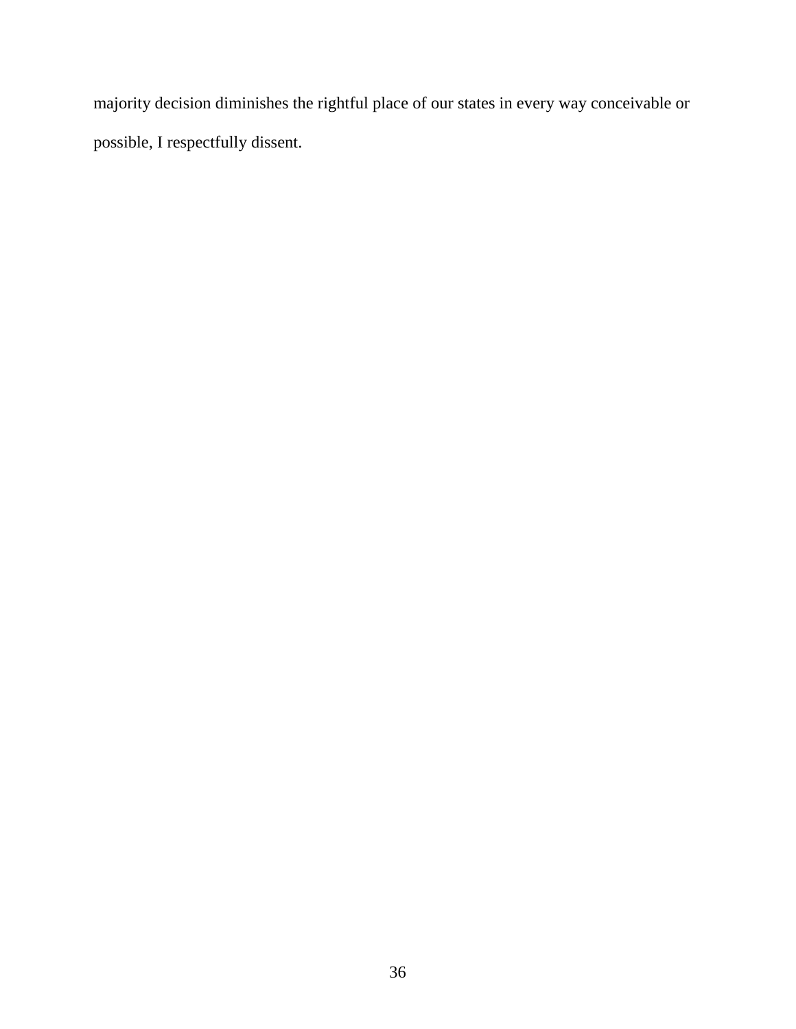majority decision diminishes the rightful place of our states in every way conceivable or possible, I respectfully dissent.